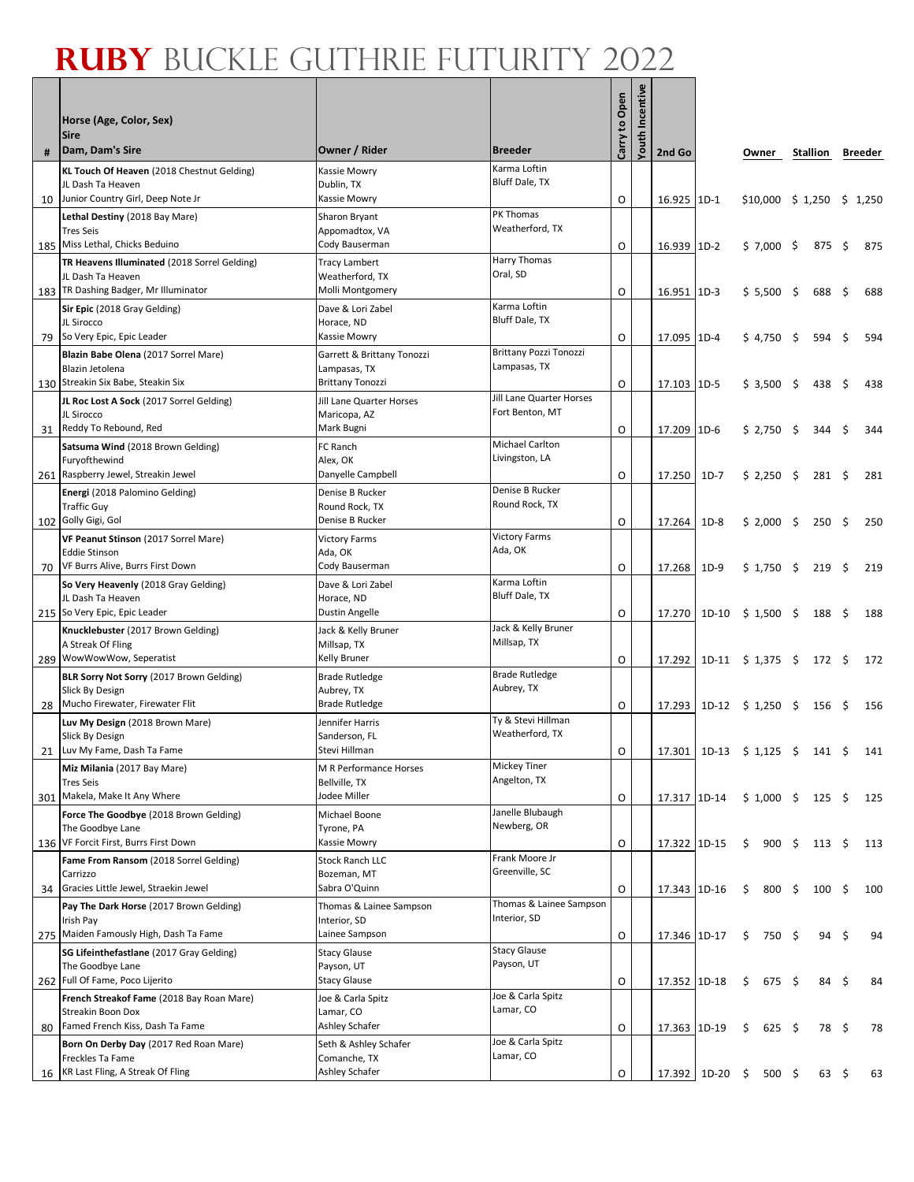# RUBY BUCKLE GUTHRIE FUTURITY 2022

| # | Horse (Age, Color, Sex)<br>Sire<br>Dam, Dam's Sire | Owner / Rider | Breeder | Carry to Open | Youth Incentive | 2nd Go | | Owner | Stallion | Breeder |
|---|---|---|---|---|---|---|---|---|---|---|
| 10 | **KL Touch Of Heaven** (2018 Chestnut Gelding)<br>JL Dash Ta Heaven<br>Junior Country Girl, Deep Note Jr | Kassie Mowry<br>Dublin, TX<br>Kassie Mowry | Karma Loftin<br>Bluff Dale, TX | O | | 16.925 | 1D-1 | $10,000 | $ 1,250 | $ 1,250 |
| 185 | **Lethal Destiny** (2018 Bay Mare)<br>Tres Seis<br>Miss Lethal, Chicks Beduino | Sharon Bryant<br>Appomadtox, VA<br>Cody Bauserman | PK Thomas<br>Weatherford, TX | O | | 16.939 | 1D-2 | $ 7,000 | $ 875 | $ 875 |
| 183 | **TR Heavens Illuminated** (2018 Sorrel Gelding)<br>JL Dash Ta Heaven<br>TR Dashing Badger, Mr Illuminator | Tracy Lambert<br>Weatherford, TX<br>Molli Montgomery | Harry Thomas<br>Oral, SD | O | | 16.951 | 1D-3 | $ 5,500 | $ 688 | $ 688 |
| 79 | **Sir Epic** (2018 Gray Gelding)<br>JL Sirocco<br>So Very Epic, Epic Leader | Dave & Lori Zabel<br>Horace, ND<br>Kassie Mowry | Karma Loftin<br>Bluff Dale, TX | O | | 17.095 | 1D-4 | $ 4,750 | $ 594 | $ 594 |
| 130 | **Blazin Babe Olena** (2017 Sorrel Mare)<br>Blazin Jetolena<br>Streakin Six Babe, Steakin Six | Garrett & Brittany Tonozzi<br>Lampasas, TX<br>Brittany Tonozzi | Brittany Pozzi Tonozzi<br>Lampasas, TX | O | | 17.103 | 1D-5 | $ 3,500 | $ 438 | $ 438 |
| 31 | **JL Roc Lost A Sock** (2017 Sorrel Gelding)<br>JL Sirocco<br>Reddy To Rebound, Red | Jill Lane Quarter Horses<br>Maricopa, AZ<br>Mark Bugni | Jill Lane Quarter Horses<br>Fort Benton, MT | O | | 17.209 | 1D-6 | $ 2,750 | $ 344 | $ 344 |
| 261 | **Satsuma Wind** (2018 Brown Gelding)<br>Furyofthewind<br>Raspberry Jewel, Streakin Jewel | FC Ranch<br>Alex, OK<br>Danyelle Campbell | Michael Carlton<br>Livingston, LA | O | | 17.250 | 1D-7 | $ 2,250 | $ 281 | $ 281 |
| 102 | **Energi** (2018 Palomino Gelding)<br>Traffic Guy<br>Golly Gigi, Gol | Denise B Rucker<br>Round Rock, TX<br>Denise B Rucker | Denise B Rucker<br>Round Rock, TX | O | | 17.264 | 1D-8 | $ 2,000 | $ 250 | $ 250 |
| 70 | **VF Peanut Stinson** (2017 Sorrel Mare)<br>Eddie Stinson<br>VF Burrs Alive, Burrs First Down | Victory Farms<br>Ada, OK<br>Cody Bauserman | Victory Farms<br>Ada, OK | O | | 17.268 | 1D-9 | $ 1,750 | $ 219 | $ 219 |
| 215 | **So Very Heavenly** (2018 Gray Gelding)<br>JL Dash Ta Heaven<br>So Very Epic, Epic Leader | Dave & Lori Zabel<br>Horace, ND<br>Dustin Angelle | Karma Loftin<br>Bluff Dale, TX | O | | 17.270 | 1D-10 | $ 1,500 | $ 188 | $ 188 |
| 289 | **Knucklebuster** (2017 Brown Gelding)<br>A Streak Of Fling<br>WowWowWow, Seperatist | Jack & Kelly Bruner<br>Millsap, TX<br>Kelly Bruner | Jack & Kelly Bruner<br>Millsap, TX | O | | 17.292 | 1D-11 | $ 1,375 | $ 172 | $ 172 |
| 28 | **BLR Sorry Not Sorry** (2017 Brown Gelding)<br>Slick By Design<br>Mucho Firewater, Firewater Flit | Brade Rutledge<br>Aubrey, TX<br>Brade Rutledge | Brade Rutledge<br>Aubrey, TX | O | | 17.293 | 1D-12 | $ 1,250 | $ 156 | $ 156 |
| 21 | **Luv My Design** (2018 Brown Mare)<br>Slick By Design<br>Luv My Fame, Dash Ta Fame | Jennifer Harris<br>Sanderson, FL<br>Stevi Hillman | Ty & Stevi Hillman<br>Weatherford, TX | O | | 17.301 | 1D-13 | $ 1,125 | $ 141 | $ 141 |
| 301 | **Miz Milania** (2017 Bay Mare)<br>Tres Seis<br>Makela, Make It Any Where | M R Performance Horses<br>Bellville, TX<br>Jodee Miller | Mickey Tiner<br>Angelton, TX | O | | 17.317 | 1D-14 | $ 1,000 | $ 125 | $ 125 |
| 136 | **Force The Goodbye** (2018 Brown Gelding)<br>The Goodbye Lane<br>VF Forcit First, Burrs First Down | Michael Boone<br>Tyrone, PA<br>Kassie Mowry | Janelle Blubaugh<br>Newberg, OR | O | | 17.322 | 1D-15 | $ 900 | $ 113 | $ 113 |
| 34 | **Fame From Ransom** (2018 Sorrel Gelding)<br>Carrizzo<br>Gracies Little Jewel, Straekin Jewel | Stock Ranch LLC<br>Bozeman, MT<br>Sabra O'Quinn | Frank Moore Jr<br>Greenville, SC | O | | 17.343 | 1D-16 | $ 800 | $ 100 | $ 100 |
| 275 | **Pay The Dark Horse** (2017 Brown Gelding)<br>Irish Pay<br>Maiden Famously High, Dash Ta Fame | Thomas & Lainee Sampson<br>Interior, SD<br>Lainee Sampson | Thomas & Lainee Sampson<br>Interior, SD | O | | 17.346 | 1D-17 | $ 750 | $ 94 | $ 94 |
| 262 | **SG Lifeinthefastlane** (2017 Gray Gelding)<br>The Goodbye Lane<br>Full Of Fame, Poco Lijerito | Stacy Glause<br>Payson, UT<br>Stacy Glause | Stacy Glause<br>Payson, UT | O | | 17.352 | 1D-18 | $ 675 | $ 84 | $ 84 |
| 80 | **French Streakof Fame** (2018 Bay Roan Mare)<br>Streakin Boon Dox<br>Famed French Kiss, Dash Ta Fame | Joe & Carla Spitz<br>Lamar, CO<br>Ashley Schafer | Joe & Carla Spitz<br>Lamar, CO | O | | 17.363 | 1D-19 | $ 625 | $ 78 | $ 78 |
| 16 | **Born On Derby Day** (2017 Red Roan Mare)<br>Freckles Ta Fame<br>KR Last Fling, A Streak Of Fling | Seth & Ashley Schafer<br>Comanche, TX<br>Ashley Schafer | Joe & Carla Spitz<br>Lamar, CO | O | | 17.392 | 1D-20 | $ 500 | $ 63 | $ 63 |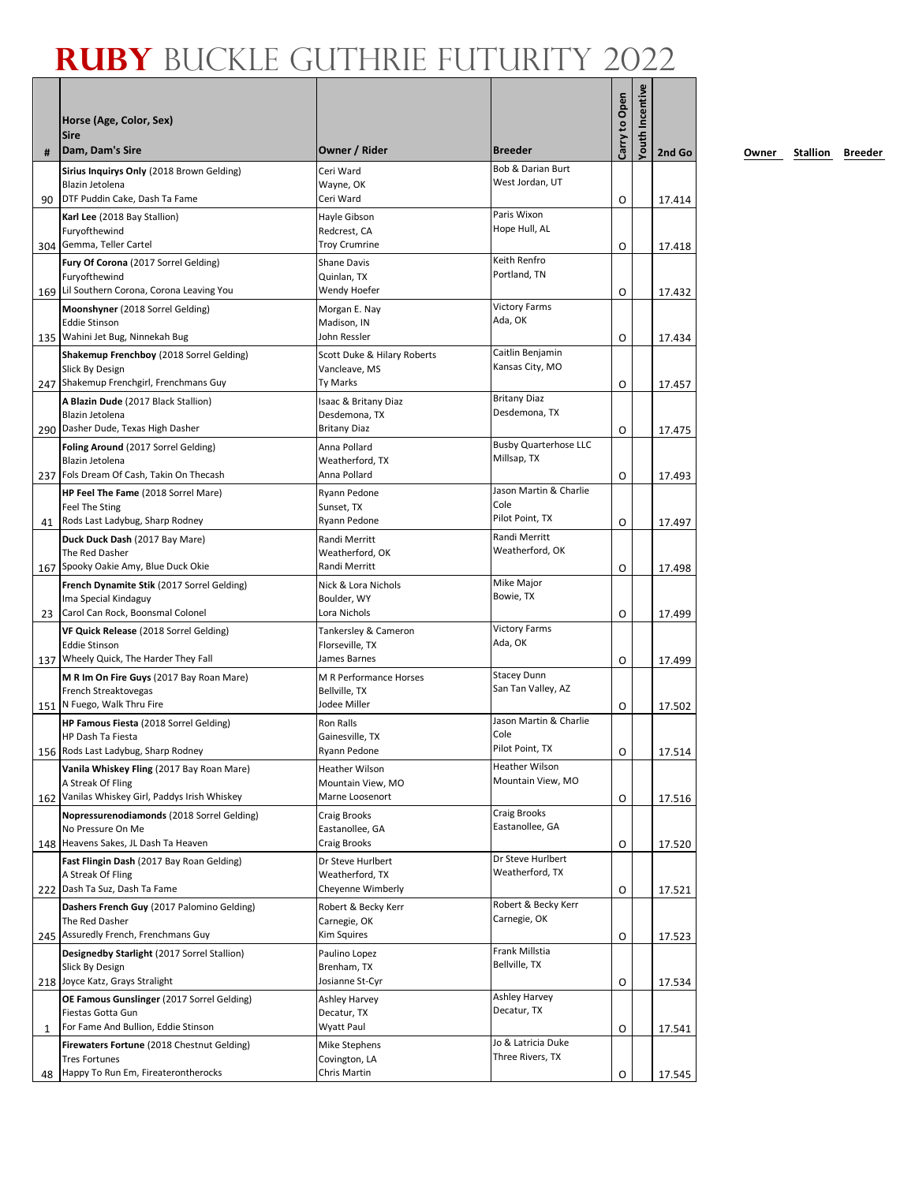# RUBY BUCKLE GUTHRIE FUTURITY 2022

| # | Horse (Age, Color, Sex)<br>Sire<br>Dam, Dam's Sire | Owner / Rider | Breeder | Carry to Open | Youth Incentive | 2nd Go | Owner | Stallion | Breeder |
|---|---|---|---|---|---|---|---|---|---|
| 90 | **Sirius Inquirys Only** (2018 Brown Gelding)<br>Blazin Jetolena<br>DTF Puddin Cake, Dash Ta Fame | Ceri Ward<br>Wayne, OK<br>Ceri Ward | Bob & Darian Burt<br>West Jordan, UT | O | | 17.414 | | | |
| 304 | **Karl Lee** (2018 Bay Stallion)<br>Furyofthewind<br>Gemma, Teller Cartel | Hayle Gibson<br>Redcrest, CA<br>Troy Crumrine | Paris Wixon<br>Hope Hull, AL | O | | 17.418 | | | |
| 169 | **Fury Of Corona** (2017 Sorrel Gelding)<br>Furyofthewind<br>Lil Southern Corona, Corona Leaving You | Shane Davis<br>Quinlan, TX<br>Wendy Hoefer | Keith Renfro<br>Portland, TN | O | | 17.432 | | | |
| 135 | **Moonshyner** (2018 Sorrel Gelding)<br>Eddie Stinson<br>Wahini Jet Bug, Ninnekah Bug | Morgan E. Nay<br>Madison, IN<br>John Ressler | Victory Farms<br>Ada, OK | O | | 17.434 | | | |
| 247 | **Shakemup Frenchboy** (2018 Sorrel Gelding)<br>Slick By Design<br>Shakemup Frenchgirl, Frenchmans Guy | Scott Duke & Hilary Roberts<br>Vancleave, MS<br>Ty Marks | Caitlin Benjamin<br>Kansas City, MO | O | | 17.457 | | | |
| 290 | **A Blazin Dude** (2017 Black Stallion)<br>Blazin Jetolena<br>Dasher Dude, Texas High Dasher | Isaac & Britany Diaz<br>Desdemona, TX<br>Britany Diaz | Britany Diaz<br>Desdemona, TX | O | | 17.475 | | | |
| 237 | **Foling Around** (2017 Sorrel Gelding)<br>Blazin Jetolena<br>Fols Dream Of Cash, Takin On Thecash | Anna Pollard<br>Weatherford, TX<br>Anna Pollard | Busby Quarterhose LLC<br>Millsap, TX | O | | 17.493 | | | |
| 41 | **HP Feel The Fame** (2018 Sorrel Mare)<br>Feel The Sting<br>Rods Last Ladybug, Sharp Rodney | Ryann Pedone<br>Sunset, TX<br>Ryann Pedone | Jason Martin & Charlie Cole<br>Pilot Point, TX | O | | 17.497 | | | |
| 167 | **Duck Duck Dash** (2017 Bay Mare)<br>The Red Dasher<br>Spooky Oakie Amy, Blue Duck Okie | Randi Merritt<br>Weatherford, OK<br>Randi Merritt | Randi Merritt<br>Weatherford, OK | O | | 17.498 | | | |
| 23 | **French Dynamite Stik** (2017 Sorrel Gelding)<br>Ima Special Kindaguy<br>Carol Can Rock, Boonsmal Colonel | Nick & Lora Nichols<br>Boulder, WY<br>Lora Nichols | Mike Major<br>Bowie, TX | O | | 17.499 | | | |
| 137 | **VF Quick Release** (2018 Sorrel Gelding)<br>Eddie Stinson<br>Wheely Quick, The Harder They Fall | Tankersley & Cameron<br>Florseville, TX<br>James Barnes | Victory Farms<br>Ada, OK | O | | 17.499 | | | |
| 151 | **M R Im On Fire Guys** (2017 Bay Roan Mare)<br>French Streaktovegas<br>N Fuego, Walk Thru Fire | M R Performance Horses<br>Bellville, TX<br>Jodee Miller | Stacey Dunn<br>San Tan Valley, AZ | O | | 17.502 | | | |
| 156 | **HP Famous Fiesta** (2018 Sorrel Gelding)<br>HP Dash Ta Fiesta<br>Rods Last Ladybug, Sharp Rodney | Ron Ralls<br>Gainesville, TX<br>Ryann Pedone | Jason Martin & Charlie Cole<br>Pilot Point, TX | O | | 17.514 | | | |
| 162 | **Vanila Whiskey Fling** (2017 Bay Roan Mare)<br>A Streak Of Fling<br>Vanilas Whiskey Girl, Paddys Irish Whiskey | Heather Wilson<br>Mountain View, MO<br>Marne Loosenort | Heather Wilson<br>Mountain View, MO | O | | 17.516 | | | |
| 148 | **Nopressurenodiamonds** (2018 Sorrel Gelding)<br>No Pressure On Me<br>Heavens Sakes, JL Dash Ta Heaven | Craig Brooks<br>Eastanollee, GA<br>Craig Brooks | Craig Brooks<br>Eastanollee, GA | O | | 17.520 | | | |
| 222 | **Fast Flingin Dash** (2017 Bay Roan Gelding)<br>A Streak Of Fling<br>Dash Ta Suz, Dash Ta Fame | Dr Steve Hurlbert<br>Weatherford, TX<br>Cheyenne Wimberly | Dr Steve Hurlbert<br>Weatherford, TX | O | | 17.521 | | | |
| 245 | **Dashers French Guy** (2017 Palomino Gelding)<br>The Red Dasher<br>Assuredly French, Frenchmans Guy | Robert & Becky Kerr<br>Carnegie, OK<br>Kim Squires | Robert & Becky Kerr<br>Carnegie, OK | O | | 17.523 | | | |
| 218 | **Designedby Starlight** (2017 Sorrel Stallion)<br>Slick By Design<br>Joyce Katz, Grays Stralight | Paulino Lopez<br>Brenham, TX<br>Josianne St-Cyr | Frank Millstia<br>Bellville, TX | O | | 17.534 | | | |
| 1 | **OE Famous Gunslinger** (2017 Sorrel Gelding)<br>Fiestas Gotta Gun<br>For Fame And Bullion, Eddie Stinson | Ashley Harvey<br>Decatur, TX<br>Wyatt Paul | Ashley Harvey<br>Decatur, TX | O | | 17.541 | | | |
| 48 | **Firewaters Fortune** (2018 Chestnut Gelding)<br>Tres Fortunes<br>Happy To Run Em, Fireaterontherocks | Mike Stephens<br>Covington, LA<br>Chris Martin | Jo & Latricia Duke<br>Three Rivers, TX | O | | 17.545 | | | |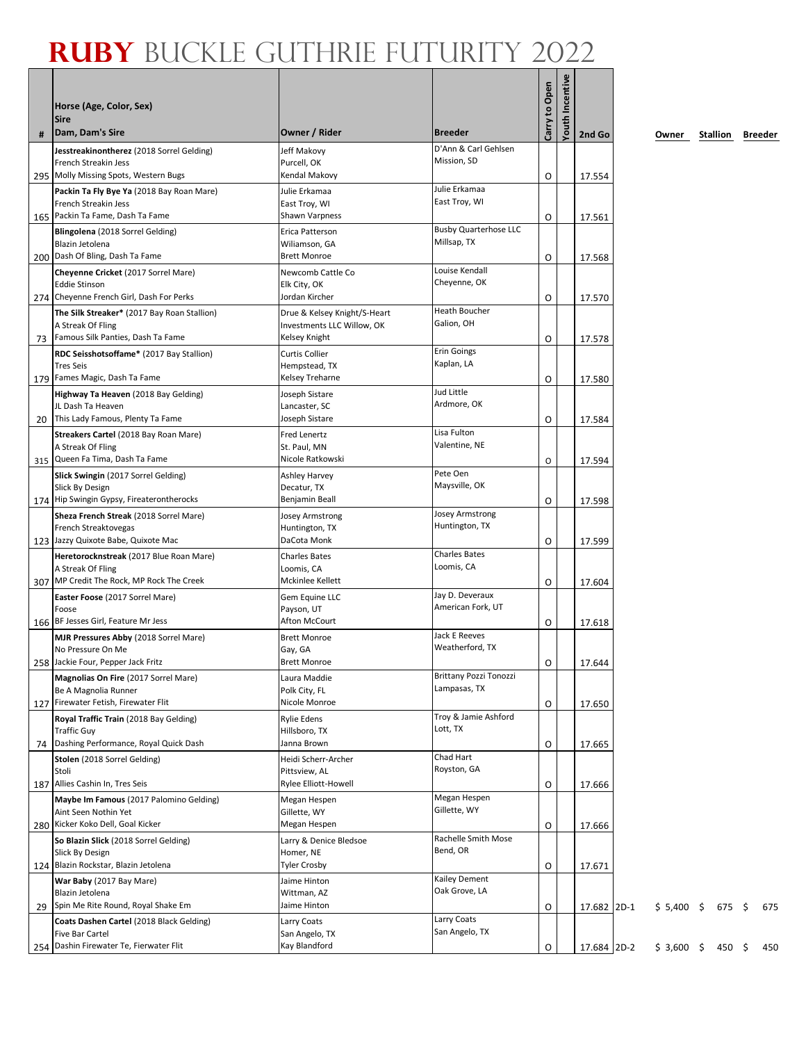# RUBY BUCKLE GUTHRIE FUTURITY 2022

| # | Horse (Age, Color, Sex)<br>Sire<br>Dam, Dam's Sire | Owner / Rider | Breeder | Carry to Open | Youth Incentive | 2nd Go | | Owner | Stallion | Breeder |
|---|---|---|---|---|---|---|---|---|---|---|
| 295 | **Jesstreakinontherez** (2018 Sorrel Gelding)<br>French Streakin Jess<br>Molly Missing Spots, Western Bugs | Jeff Makovy<br>Purcell, OK<br>Kendal Makovy | D'Ann & Carl Gehlsen<br>Mission, SD | O | | 17.554 | | | | |
| 165 | **Packin Ta Fly Bye Ya** (2018 Bay Roan Mare)<br>French Streakin Jess<br>Packin Ta Fame, Dash Ta Fame | Julie Erkamaa<br>East Troy, WI<br>Shawn Varpness | Julie Erkamaa<br>East Troy, WI | O | | 17.561 | | | | |
| 200 | **Blingolena** (2018 Sorrel Gelding)<br>Blazin Jetolena<br>Dash Of Bling, Dash Ta Fame | Erica Patterson<br>Wiliamson, GA<br>Brett Monroe | Busby Quarterhose LLC<br>Millsap, TX | O | | 17.568 | | | | |
| 274 | **Cheyenne Cricket** (2017 Sorrel Mare)<br>Eddie Stinson<br>Cheyenne French Girl, Dash For Perks | Newcomb Cattle Co<br>Elk City, OK<br>Jordan Kircher | Louise Kendall<br>Cheyenne, OK | O | | 17.570 | | | | |
| 73 | **The Silk Streaker*** (2017 Bay Roan Stallion)<br>A Streak Of Fling<br>Famous Silk Panties, Dash Ta Fame | Drue & Kelsey Knight/S-Heart Investments LLC Willow, OK<br>Kelsey Knight | Heath Boucher<br>Galion, OH | O | | 17.578 | | | | |
| 179 | **RDC Seisshotsoffame*** (2017 Bay Stallion)<br>Tres Seis<br>Fames Magic, Dash Ta Fame | Curtis Collier<br>Hempstead, TX<br>Kelsey Treharne | Erin Goings<br>Kaplan, LA | O | | 17.580 | | | | |
| 20 | **Highway Ta Heaven** (2018 Bay Gelding)<br>JL Dash Ta Heaven<br>This Lady Famous, Plenty Ta Fame | Joseph Sistare<br>Lancaster, SC<br>Joseph Sistare | Jud Little<br>Ardmore, OK | O | | 17.584 | | | | |
| 315 | **Streakers Cartel** (2018 Bay Roan Mare)<br>A Streak Of Fling<br>Queen Fa Tima, Dash Ta Fame | Fred Lenertz<br>St. Paul, MN<br>Nicole Ratkowski | Lisa Fulton<br>Valentine, NE | O | | 17.594 | | | | |
| 174 | **Slick Swingin** (2017 Sorrel Gelding)<br>Slick By Design<br>Hip Swingin Gypsy, Fireaterontherocks | Ashley Harvey<br>Decatur, TX<br>Benjamin Beall | Pete Oen<br>Maysville, OK | O | | 17.598 | | | | |
| 123 | **Sheza French Streak** (2018 Sorrel Mare)<br>French Streaktovegas<br>Jazzy Quixote Babe, Quixote Mac | Josey Armstrong<br>Huntington, TX<br>DaCota Monk | Josey Armstrong<br>Huntington, TX | O | | 17.599 | | | | |
| 307 | **Heretorocknstreak** (2017 Blue Roan Mare)<br>A Streak Of Fling<br>MP Credit The Rock, MP Rock The Creek | Charles Bates<br>Loomis, CA<br>Mckinlee Kellett | Charles Bates<br>Loomis, CA | O | | 17.604 | | | | |
| 166 | **Easter Foose** (2017 Sorrel Mare)<br>Foose<br>BF Jesses Girl, Feature Mr Jess | Gem Equine LLC<br>Payson, UT<br>Afton McCourt | Jay D. Deveraux<br>American Fork, UT | O | | 17.618 | | | | |
| 258 | **MJR Pressures Abby** (2018 Sorrel Mare)<br>No Pressure On Me<br>Jackie Four, Pepper Jack Fritz | Brett Monroe<br>Gay, GA<br>Brett Monroe | Jack E Reeves<br>Weatherford, TX | O | | 17.644 | | | | |
| 127 | **Magnolias On Fire** (2017 Sorrel Mare)<br>Be A Magnolia Runner<br>Firewater Fetish, Firewater Flit | Laura Maddie<br>Polk City, FL<br>Nicole Monroe | Brittany Pozzi Tonozzi<br>Lampasas, TX | O | | 17.650 | | | | |
| 74 | **Royal Traffic Train** (2018 Bay Gelding)<br>Traffic Guy<br>Dashing Performance, Royal Quick Dash | Rylie Edens<br>Hillsboro, TX<br>Janna Brown | Troy & Jamie Ashford<br>Lott, TX | O | | 17.665 | | | | |
| 187 | **Stolen** (2018 Sorrel Gelding)<br>Stoli<br>Allies Cashin In, Tres Seis | Heidi Scherr-Archer<br>Pittsview, AL<br>Rylee Elliott-Howell | Chad Hart<br>Royston, GA | O | | 17.666 | | | | |
| 280 | **Maybe Im Famous** (2017 Palomino Gelding)<br>Aint Seen Nothin Yet<br>Kicker Koko Dell, Goal Kicker | Megan Hespen<br>Gillette, WY<br>Megan Hespen | Megan Hespen<br>Gillette, WY | O | | 17.666 | | | | |
| 124 | **So Blazin Slick** (2018 Sorrel Gelding)<br>Slick By Design<br>Blazin Rockstar, Blazin Jetolena | Larry & Denice Bledsoe<br>Homer, NE<br>Tyler Crosby | Rachelle Smith Mose<br>Bend, OR | O | | 17.671 | | | | |
| 29 | **War Baby** (2017 Bay Mare)<br>Blazin Jetolena<br>Spin Me Rite Round, Royal Shake Em | Jaime Hinton<br>Wittman, AZ<br>Jaime Hinton | Kailey Dement<br>Oak Grove, LA | O | | 17.682 | 2D-1 | $ 5,400 | $ 675 | $ 675 |
| 254 | **Coats Dashen Cartel** (2018 Black Gelding)<br>Five Bar Cartel<br>Dashin Firewater Te, Fierwater Flit | Larry Coats<br>San Angelo, TX<br>Kay Blandford | Larry Coats<br>San Angelo, TX | O | | 17.684 | 2D-2 | $ 3,600 | $ 450 | $ 450 |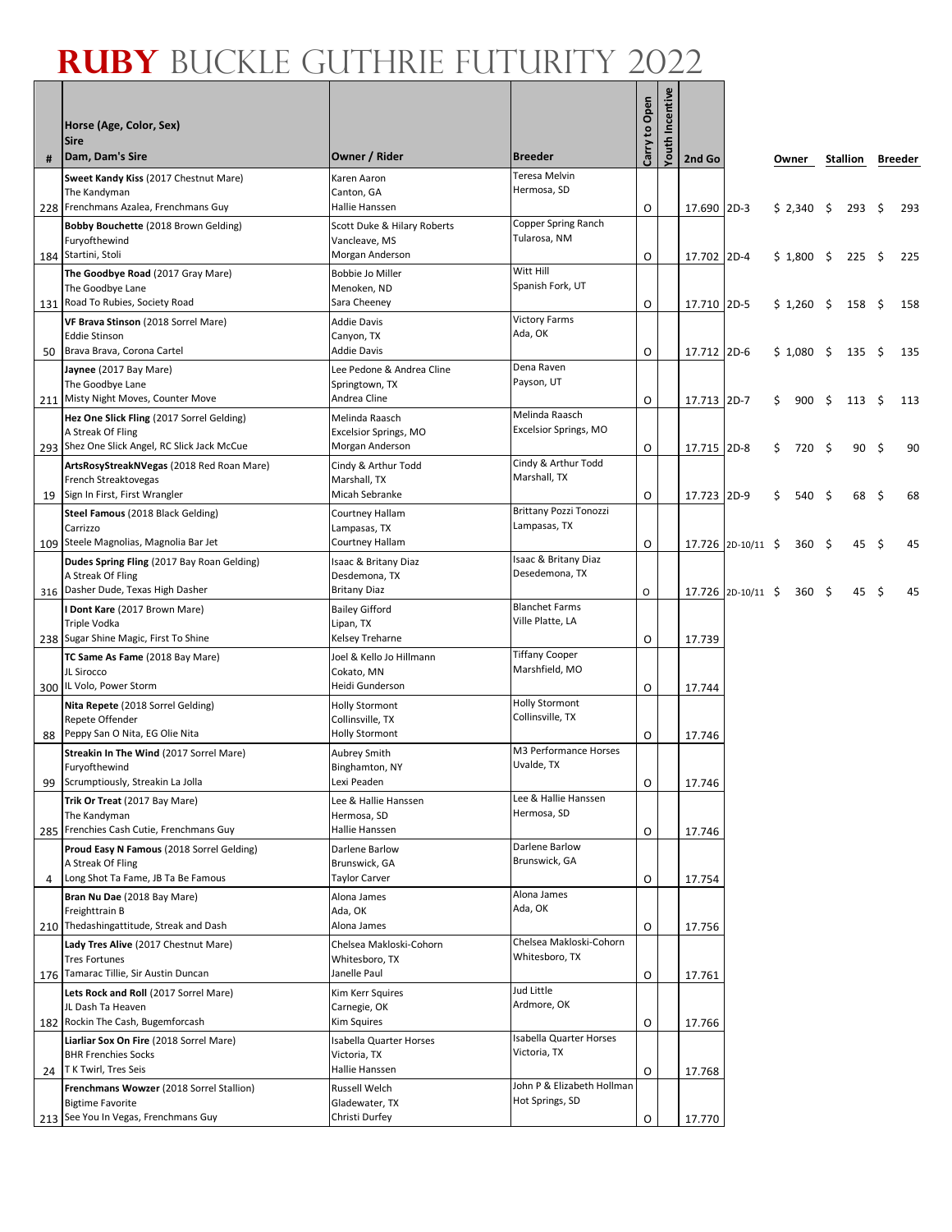# RUBY BUCKLE GUTHRIE FUTURITY 2022

| # | Horse (Age, Color, Sex) / Sire / Dam, Dam's Sire | Owner / Rider | Breeder | Carry to Open | Youth Incentive | 2nd Go | | Owner | Stallion | Breeder |
|---|---|---|---|---|---|---|---|---|---|---|
| 228 | **Sweet Kandy Kiss** (2017 Chestnut Mare)<br>The Kandyman<br>Frenchmans Azalea, Frenchmans Guy | Karen Aaron<br>Canton, GA<br>Hallie Hanssen | Teresa Melvin<br>Hermosa, SD | O | | 17.690 | 2D-3 | $ 2,340 | $ 293 | $ 293 |
| 184 | **Bobby Bouchette** (2018 Brown Gelding)<br>Furyofthewind<br>Startini, Stoli | Scott Duke & Hilary Roberts<br>Vancleave, MS<br>Morgan Anderson | Copper Spring Ranch<br>Tularosa, NM | O | | 17.702 | 2D-4 | $ 1,800 | $ 225 | $ 225 |
| 131 | **The Goodbye Road** (2017 Gray Mare)<br>The Goodbye Lane<br>Road To Rubies, Society Road | Bobbie Jo Miller<br>Menoken, ND<br>Sara Cheeney | Witt Hill<br>Spanish Fork, UT | O | | 17.710 | 2D-5 | $ 1,260 | $ 158 | $ 158 |
| 50 | **VF Brava Stinson** (2018 Sorrel Mare)<br>Eddie Stinson<br>Brava Brava, Corona Cartel | Addie Davis<br>Canyon, TX<br>Addie Davis | Victory Farms<br>Ada, OK | O | | 17.712 | 2D-6 | $ 1,080 | $ 135 | $ 135 |
| 211 | **Jaynee** (2017 Bay Mare)<br>The Goodbye Lane<br>Misty Night Moves, Counter Move | Lee Pedone & Andrea Cline<br>Springtown, TX<br>Andrea Cline | Dena Raven<br>Payson, UT | O | | 17.713 | 2D-7 | $ 900 | $ 113 | $ 113 |
| 293 | **Hez One Slick Fling** (2017 Sorrel Gelding)<br>A Streak Of Fling<br>Shez One Slick Angel, RC Slick Jack McCue | Melinda Raasch<br>Excelsior Springs, MO<br>Morgan Anderson | Melinda Raasch<br>Excelsior Springs, MO | O | | 17.715 | 2D-8 | $ 720 | $ 90 | $ 90 |
| 19 | **ArtsRosyStreakNVegas** (2018 Red Roan Mare)<br>French Streaktovegas<br>Sign In First, First Wrangler | Cindy & Arthur Todd<br>Marshall, TX<br>Micah Sebranke | Cindy & Arthur Todd<br>Marshall, TX | O | | 17.723 | 2D-9 | $ 540 | $ 68 | $ 68 |
| 109 | **Steel Famous** (2018 Black Gelding)<br>Carrizzo<br>Steele Magnolias, Magnolia Bar Jet | Courtney Hallam<br>Lampasas, TX<br>Courtney Hallam | Brittany Pozzi Tonozzi<br>Lampasas, TX | O | | 17.726 | 2D-10/11 | $ 360 | $ 45 | $ 45 |
| 316 | **Dudes Spring Fling** (2017 Bay Roan Gelding)<br>A Streak Of Fling<br>Dasher Dude, Texas High Dasher | Isaac & Britany Diaz<br>Desdemona, TX<br>Britany Diaz | Isaac & Britany Diaz<br>Desedemona, TX | O | | 17.726 | 2D-10/11 | $ 360 | $ 45 | $ 45 |
| 238 | **I Dont Kare** (2017 Brown Mare)<br>Triple Vodka<br>Sugar Shine Magic, First To Shine | Bailey Gifford<br>Lipan, TX<br>Kelsey Treharne | Blanchet Farms<br>Ville Platte, LA | O | | 17.739 | | | | |
| 300 | **TC Same As Fame** (2018 Bay Mare)<br>JL Sirocco<br>IL Volo, Power Storm | Joel & Kello Jo Hillmann<br>Cokato, MN<br>Heidi Gunderson | Tiffany Cooper<br>Marshfield, MO | O | | 17.744 | | | | |
| 88 | **Nita Repete** (2018 Sorrel Gelding)<br>Repete Offender<br>Peppy San O Nita, EG Olie Nita | Holly Stormont<br>Collinsville, TX<br>Holly Stormont | Holly Stormont<br>Collinsville, TX | O | | 17.746 | | | | |
| 99 | **Streakin In The Wind** (2017 Sorrel Mare)<br>Furyofthewind<br>Scrumptiously, Streakin La Jolla | Aubrey Smith<br>Binghamton, NY<br>Lexi Peaden | M3 Performance Horses<br>Uvalde, TX | O | | 17.746 | | | | |
| 285 | **Trik Or Treat** (2017 Bay Mare)<br>The Kandyman<br>Frenchies Cash Cutie, Frenchmans Guy | Lee & Hallie Hanssen<br>Hermosa, SD<br>Hallie Hanssen | Lee & Hallie Hanssen<br>Hermosa, SD | O | | 17.746 | | | | |
| 4 | **Proud Easy N Famous** (2018 Sorrel Gelding)<br>A Streak Of Fling<br>Long Shot Ta Fame, JB Ta Be Famous | Darlene Barlow<br>Brunswick, GA<br>Taylor Carver | Darlene Barlow<br>Brunswick, GA | O | | 17.754 | | | | |
| 210 | **Bran Nu Dae** (2018 Bay Mare)<br>Freighttrain B<br>Thedashingattitude, Streak and Dash | Alona James<br>Ada, OK<br>Alona James | Alona James<br>Ada, OK | O | | 17.756 | | | | |
| 176 | **Lady Tres Alive** (2017 Chestnut Mare)<br>Tres Fortunes<br>Tamarac Tillie, Sir Austin Duncan | Chelsea Makloski-Cohorn<br>Whitesboro, TX<br>Janelle Paul | Chelsea Makloski-Cohorn<br>Whitesboro, TX | O | | 17.761 | | | | |
| 182 | **Lets Rock and Roll** (2017 Sorrel Mare)<br>JL Dash Ta Heaven<br>Rockin The Cash, Bugemforcash | Kim Kerr Squires<br>Carnegie, OK<br>Kim Squires | Jud Little<br>Ardmore, OK | O | | 17.766 | | | | |
| 24 | **Liarliar Sox On Fire** (2018 Sorrel Mare)<br>BHR Frenchies Socks<br>T K Twirl, Tres Seis | Isabella Quarter Horses<br>Victoria, TX<br>Hallie Hanssen | Isabella Quarter Horses<br>Victoria, TX | O | | 17.768 | | | | |
| 213 | **Frenchmans Wowzer** (2018 Sorrel Stallion)<br>Bigtime Favorite<br>See You In Vegas, Frenchmans Guy | Russell Welch<br>Gladewater, TX<br>Christi Durfey | John P & Elizabeth Hollman<br>Hot Springs, SD | O | | 17.770 | | | | |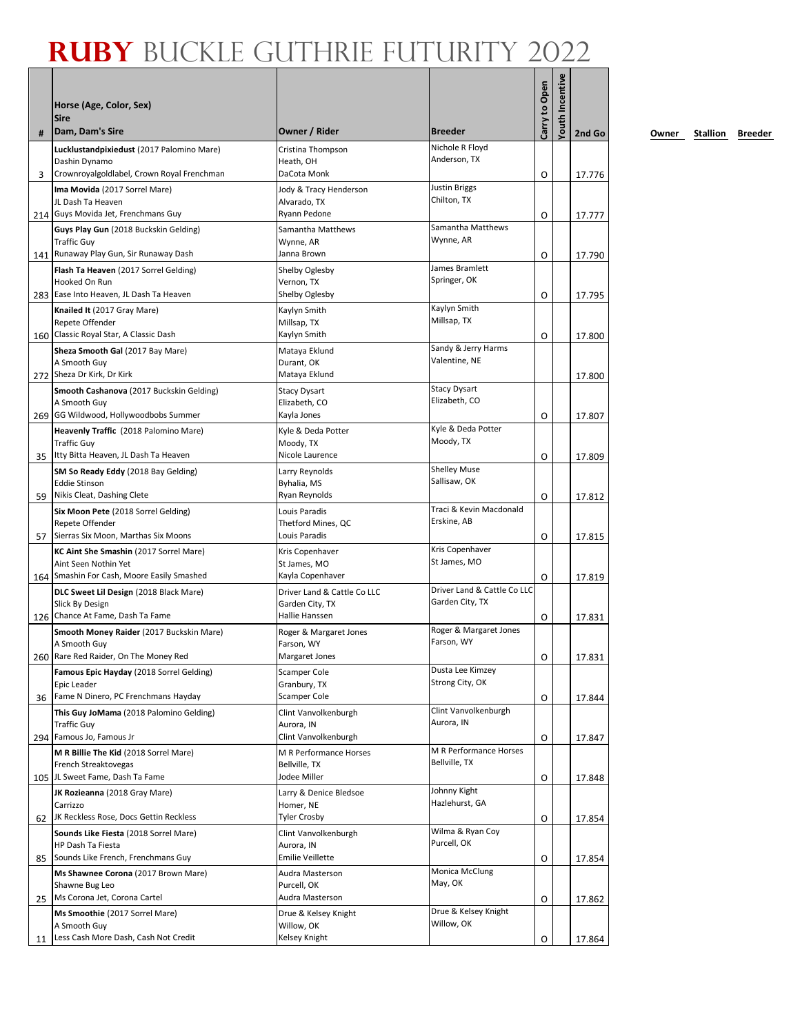# RUBY BUCKLE GUTHRIE FUTURITY 2022

| # | Horse (Age, Color, Sex)<br>Sire<br>Dam, Dam's Sire | Owner / Rider | Breeder | Carry to Open | Youth Incentive | 2nd Go | Owner | Stallion | Breeder |
|---|---|---|---|---|---|---|---|---|---|
| 3 | **Lucklustandpixiedust** (2017 Palomino Mare)<br>Dashin Dynamo<br>Crownroyalgoldlabel, Crown Royal Frenchman | Cristina Thompson<br>Heath, OH<br>DaCota Monk | Nichole R Floyd<br>Anderson, TX | O | | 17.776 | | | |
| 214 | **Ima Movida** (2017 Sorrel Mare)<br>JL Dash Ta Heaven<br>Guys Movida Jet, Frenchmans Guy | Jody & Tracy Henderson<br>Alvarado, TX<br>Ryann Pedone | Justin Briggs<br>Chilton, TX | O | | 17.777 | | | |
| 141 | **Guys Play Gun** (2018 Buckskin Gelding)<br>Traffic Guy<br>Runaway Play Gun, Sir Runaway Dash | Samantha Matthews<br>Wynne, AR<br>Janna Brown | Samantha Matthews<br>Wynne, AR | O | | 17.790 | | | |
| 283 | **Flash Ta Heaven** (2017 Sorrel Gelding)<br>Hooked On Run<br>Ease Into Heaven, JL Dash Ta Heaven | Shelby Oglesby<br>Vernon, TX<br>Shelby Oglesby | James Bramlett<br>Springer, OK | O | | 17.795 | | | |
| 160 | **Knailed It** (2017 Gray Mare)<br>Repete Offender<br>Classic Royal Star, A Classic Dash | Kaylyn Smith<br>Millsap, TX<br>Kaylyn Smith | Kaylyn Smith<br>Millsap, TX | O | | 17.800 | | | |
| 272 | **Sheza Smooth Gal** (2017 Bay Mare)<br>A Smooth Guy<br>Sheza Dr Kirk, Dr Kirk | Mataya Eklund<br>Durant, OK<br>Mataya Eklund | Sandy & Jerry Harms<br>Valentine, NE | | | 17.800 | | | |
| 269 | **Smooth Cashanova** (2017 Buckskin Gelding)<br>A Smooth Guy<br>GG Wildwood, Hollywoodbobs Summer | Stacy Dysart<br>Elizabeth, CO<br>Kayla Jones | Stacy Dysart<br>Elizabeth, CO | O | | 17.807 | | | |
| 35 | **Heavenly Traffic** (2018 Palomino Mare)<br>Traffic Guy<br>Itty Bitta Heaven, JL Dash Ta Heaven | Kyle & Deda Potter<br>Moody, TX<br>Nicole Laurence | Kyle & Deda Potter<br>Moody, TX | O | | 17.809 | | | |
| 59 | **SM So Ready Eddy** (2018 Bay Gelding)<br>Eddie Stinson<br>Nikis Cleat, Dashing Clete | Larry Reynolds<br>Byhalia, MS<br>Ryan Reynolds | Shelley Muse<br>Sallisaw, OK | O | | 17.812 | | | |
| 57 | **Six Moon Pete** (2018 Sorrel Gelding)<br>Repete Offender<br>Sierras Six Moon, Marthas Six Moons | Louis Paradis<br>Thetford Mines, QC<br>Louis Paradis | Traci & Kevin Macdonald<br>Erskine, AB | O | | 17.815 | | | |
| 164 | **KC Aint She Smashin** (2017 Sorrel Mare)<br>Aint Seen Nothin Yet<br>Smashin For Cash, Moore Easily Smashed | Kris Copenhaver<br>St James, MO<br>Kayla Copenhaver | Kris Copenhaver<br>St James, MO | O | | 17.819 | | | |
| 126 | **DLC Sweet Lil Design** (2018 Black Mare)<br>Slick By Design<br>Chance At Fame, Dash Ta Fame | Driver Land & Cattle Co LLC<br>Garden City, TX<br>Hallie Hanssen | Driver Land & Cattle Co LLC<br>Garden City, TX | O | | 17.831 | | | |
| 260 | **Smooth Money Raider** (2017 Buckskin Mare)<br>A Smooth Guy<br>Rare Red Raider, On The Money Red | Roger & Margaret Jones<br>Farson, WY<br>Margaret Jones | Roger & Margaret Jones<br>Farson, WY | O | | 17.831 | | | |
| 36 | **Famous Epic Hayday** (2018 Sorrel Gelding)<br>Epic Leader<br>Fame N Dinero, PC Frenchmans Hayday | Scamper Cole<br>Granbury, TX<br>Scamper Cole | Dusta Lee Kimzey<br>Strong City, OK | O | | 17.844 | | | |
| 294 | **This Guy JoMama** (2018 Palomino Gelding)<br>Traffic Guy<br>Famous Jo, Famous Jr | Clint Vanvolkenburgh<br>Aurora, IN<br>Clint Vanvolkenburgh | Clint Vanvolkenburgh<br>Aurora, IN | O | | 17.847 | | | |
| 105 | **M R Billie The Kid** (2018 Sorrel Mare)<br>French Streaktovegas<br>JL Sweet Fame, Dash Ta Fame | M R Performance Horses<br>Bellville, TX<br>Jodee Miller | M R Performance Horses<br>Bellville, TX | O | | 17.848 | | | |
| 62 | **JK Rozieanna** (2018 Gray Mare)<br>Carrizzo<br>JK Reckless Rose, Docs Gettin Reckless | Larry & Denice Bledsoe<br>Homer, NE<br>Tyler Crosby | Johnny Kight<br>Hazlehurst, GA | O | | 17.854 | | | |
| 85 | **Sounds Like Fiesta** (2018 Sorrel Mare)<br>HP Dash Ta Fiesta<br>Sounds Like French, Frenchmans Guy | Clint Vanvolkenburgh<br>Aurora, IN<br>Emilie Veillette | Wilma & Ryan Coy<br>Purcell, OK | O | | 17.854 | | | |
| 25 | **Ms Shawnee Corona** (2017 Brown Mare)<br>Shawne Bug Leo<br>Ms Corona Jet, Corona Cartel | Audra Masterson<br>Purcell, OK<br>Audra Masterson | Monica McClung<br>May, OK | O | | 17.862 | | | |
| 11 | **Ms Smoothie** (2017 Sorrel Mare)<br>A Smooth Guy<br>Less Cash More Dash, Cash Not Credit | Drue & Kelsey Knight<br>Willow, OK<br>Kelsey Knight | Drue & Kelsey Knight<br>Willow, OK | O | | 17.864 | | | |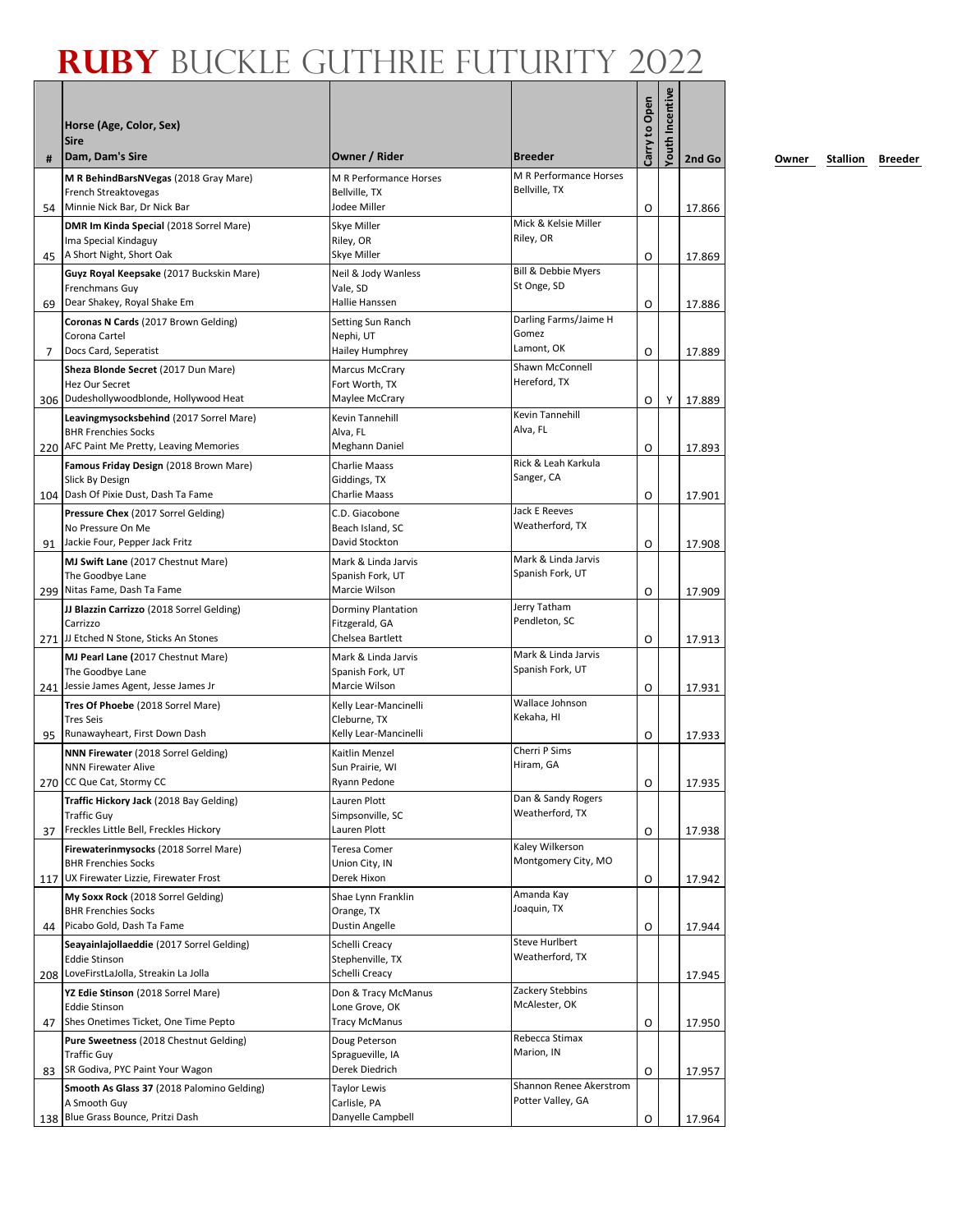# RUBY BUCKLE GUTHRIE FUTURITY 2022

| # | Horse (Age, Color, Sex)<br>Sire<br>Dam, Dam's Sire | Owner / Rider | Breeder | Carry to Open | Youth Incentive | 2nd Go | Owner | Stallion | Breeder |
|---|---|---|---|---|---|---|---|---|---|
| 54 | **M R BehindBarsNVegas** (2018 Gray Mare)<br>French Streaktovegas<br>Minnie Nick Bar, Dr Nick Bar | M R Performance Horses<br>Bellville, TX<br>Jodee Miller | M R Performance Horses<br>Bellville, TX | O | | 17.866 | | | |
| 45 | **DMR Im Kinda Special** (2018 Sorrel Mare)<br>Ima Special Kindaguy<br>A Short Night, Short Oak | Skye Miller<br>Riley, OR<br>Skye Miller | Mick & Kelsie Miller<br>Riley, OR | O | | 17.869 | | | |
| 69 | **Guyz Royal Keepsake** (2017 Buckskin Mare)<br>Frenchmans Guy<br>Dear Shakey, Royal Shake Em | Neil & Jody Wanless<br>Vale, SD<br>Hallie Hanssen | Bill & Debbie Myers<br>St Onge, SD | O | | 17.886 | | | |
| 7 | **Coronas N Cards** (2017 Brown Gelding)<br>Corona Cartel<br>Docs Card, Seperatist | Setting Sun Ranch<br>Nephi, UT<br>Hailey Humphrey | Darling Farms/Jaime H Gomez<br>Lamont, OK | O | | 17.889 | | | |
| 306 | **Sheza Blonde Secret** (2017 Dun Mare)<br>Hez Our Secret<br>Dudeshollywoodblonde, Hollywood Heat | Marcus McCrary<br>Fort Worth, TX<br>Maylee McCrary | Shawn McConnell<br>Hereford, TX | O | Y | 17.889 | | | |
| 220 | **Leavingmysocksbehind** (2017 Sorrel Mare)<br>BHR Frenchies Socks<br>AFC Paint Me Pretty, Leaving Memories | Kevin Tannehill<br>Alva, FL<br>Meghann Daniel | Kevin Tannehill<br>Alva, FL | O | | 17.893 | | | |
| 104 | **Famous Friday Design** (2018 Brown Mare)<br>Slick By Design<br>Dash Of Pixie Dust, Dash Ta Fame | Charlie Maass<br>Giddings, TX<br>Charlie Maass | Rick & Leah Karkula<br>Sanger, CA | O | | 17.901 | | | |
| 91 | **Pressure Chex** (2017 Sorrel Gelding)<br>No Pressure On Me<br>Jackie Four, Pepper Jack Fritz | C.D. Giacobone<br>Beach Island, SC<br>David Stockton | Jack E Reeves<br>Weatherford, TX | O | | 17.908 | | | |
| 299 | **MJ Swift Lane** (2017 Chestnut Mare)<br>The Goodbye Lane<br>Nitas Fame, Dash Ta Fame | Mark & Linda Jarvis<br>Spanish Fork, UT<br>Marcie Wilson | Mark & Linda Jarvis<br>Spanish Fork, UT | O | | 17.909 | | | |
| 271 | **JJ Blazzin Carrizzo** (2018 Sorrel Gelding)<br>Carrizzo<br>JJ Etched N Stone, Sticks An Stones | Dorminy Plantation<br>Fitzgerald, GA<br>Chelsea Bartlett | Jerry Tatham<br>Pendleton, SC | O | | 17.913 | | | |
| 241 | **MJ Pearl Lane** (2017 Chestnut Mare)<br>The Goodbye Lane<br>Jessie James Agent, Jesse James Jr | Mark & Linda Jarvis<br>Spanish Fork, UT<br>Marcie Wilson | Mark & Linda Jarvis<br>Spanish Fork, UT | O | | 17.931 | | | |
| 95 | **Tres Of Phoebe** (2018 Sorrel Mare)<br>Tres Seis<br>Runawayheart, First Down Dash | Kelly Lear-Mancinelli<br>Cleburne, TX<br>Kelly Lear-Mancinelli | Wallace Johnson<br>Kekaha, HI | O | | 17.933 | | | |
| 270 | **NNN Firewater** (2018 Sorrel Gelding)<br>NNN Firewater Alive<br>CC Que Cat, Stormy CC | Kaitlin Menzel<br>Sun Prairie, WI<br>Ryann Pedone | Cherri P Sims<br>Hiram, GA | O | | 17.935 | | | |
| 37 | **Traffic Hickory Jack** (2018 Bay Gelding)<br>Traffic Guy<br>Freckles Little Bell, Freckles Hickory | Lauren Plott<br>Simpsonville, SC<br>Lauren Plott | Dan & Sandy Rogers<br>Weatherford, TX | O | | 17.938 | | | |
| 117 | **Firewaterinmysocks** (2018 Sorrel Mare)<br>BHR Frenchies Socks<br>UX Firewater Lizzie, Firewater Frost | Teresa Comer<br>Union City, IN<br>Derek Hixon | Kaley Wilkerson<br>Montgomery City, MO | O | | 17.942 | | | |
| 44 | **My Soxx Rock** (2018 Sorrel Gelding)<br>BHR Frenchies Socks<br>Picabo Gold, Dash Ta Fame | Shae Lynn Franklin<br>Orange, TX<br>Dustin Angelle | Amanda Kay<br>Joaquin, TX | O | | 17.944 | | | |
| 208 | **Seayainlajollaeddie** (2017 Sorrel Gelding)<br>Eddie Stinson<br>LoveFirstLaJolla, Streakin La Jolla | Schelli Creacy<br>Stephenville, TX<br>Schelli Creacy | Steve Hurlbert<br>Weatherford, TX | | | 17.945 | | | |
| 47 | **YZ Edie Stinson** (2018 Sorrel Mare)<br>Eddie Stinson<br>Shes Onetimes Ticket, One Time Pepto | Don & Tracy McManus<br>Lone Grove, OK<br>Tracy McManus | Zackery Stebbins<br>McAlester, OK | O | | 17.950 | | | |
| 83 | **Pure Sweetness** (2018 Chestnut Gelding)<br>Traffic Guy<br>SR Godiva, PYC Paint Your Wagon | Doug Peterson<br>Spragueville, IA<br>Derek Diedrich | Rebecca Stimax<br>Marion, IN | O | | 17.957 | | | |
| 138 | **Smooth As Glass 37** (2018 Palomino Gelding)<br>A Smooth Guy<br>Blue Grass Bounce, Pritzi Dash | Taylor Lewis<br>Carlisle, PA<br>Danyelle Campbell | Shannon Renee Akerstrom<br>Potter Valley, GA | O | | 17.964 | | | |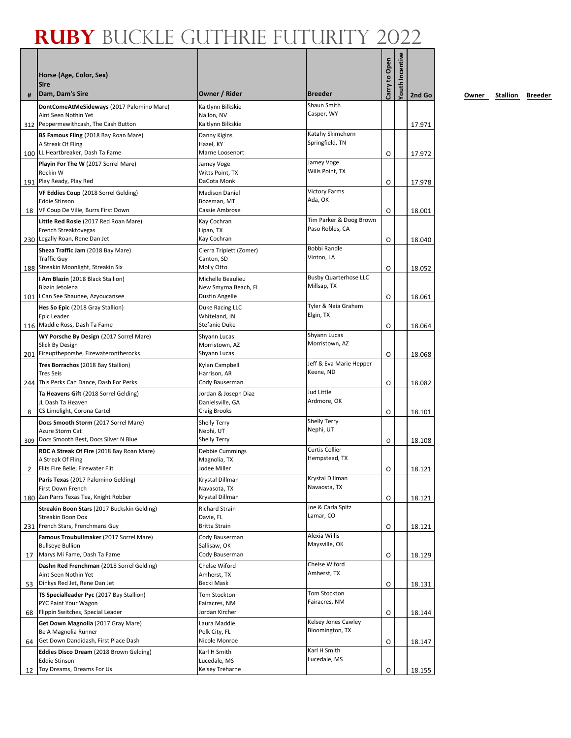# RUBY BUCKLE GUTHRIE FUTURITY 2022

| # | Horse (Age, Color, Sex) / Sire / Dam, Dam's Sire | Owner / Rider | Breeder | Carry to Open | Youth Incentive | 2nd Go | Owner | Stallion | Breeder |
|---|---|---|---|---|---|---|---|---|---|
| 312 | **DontComeAtMeSideways** (2017 Palomino Mare)<br>Aint Seen Nothin Yet<br>Peppermewithcash, The Cash Button | Kaitlynn Bilkskie<br>Nallon, NV<br>Kaitlynn Bilkskie | Shaun Smith<br>Casper, WY | | | 17.971 | | | |
| 100 | **BS Famous Fling** (2018 Bay Roan Mare)<br>A Streak Of Fling<br>LL Heartbreaker, Dash Ta Fame | Danny Kigins<br>Hazel, KY<br>Marne Loosenort | Katahy Skimehorn<br>Springfield, TN | O | | 17.972 | | | |
| 191 | **Playin For The W** (2017 Sorrel Mare)<br>Rockin W<br>Play Ready, Play Red | Jamey Voge<br>Witts Point, TX<br>DaCota Monk | Jamey Voge<br>Wills Point, TX | O | | 17.978 | | | |
| 18 | **VF Eddies Coup** (2018 Sorrel Gelding)<br>Eddie Stinson<br>VF Coup De Ville, Burrs First Down | Madison Daniel<br>Bozeman, MT<br>Cassie Ambrose | Victory Farms<br>Ada, OK | O | | 18.001 | | | |
| 230 | **Little Red Rosie** (2017 Red Roan Mare)<br>French Streaktovegas<br>Legally Roan, Rene Dan Jet | Kay Cochran<br>Lipan, TX<br>Kay Cochran | Tim Parker & Doog Brown<br>Paso Robles, CA | O | | 18.040 | | | |
| 188 | **Sheza Traffic Jam** (2018 Bay Mare)<br>Traffic Guy<br>Streakin Moonlight, Streakin Six | Cierra Triplett (Zomer)<br>Canton, SD<br>Molly Otto | Bobbi Randle<br>Vinton, LA | O | | 18.052 | | | |
| 101 | **I Am Blazin** (2018 Black Stallion)<br>Blazin Jetolena<br>I Can See Shaunee, Azyoucansee | Michelle Beaulieu<br>New Smyrna Beach, FL<br>Dustin Angelle | Busby Quarterhose LLC<br>Millsap, TX | O | | 18.061 | | | |
| 116 | **Hes So Epic** (2018 Gray Stallion)<br>Epic Leader<br>Maddie Ross, Dash Ta Fame | Duke Racing LLC<br>Whiteland, IN<br>Stefanie Duke | Tyler & Naia Graham<br>Elgin, TX | O | | 18.064 | | | |
| 201 | **WY Porsche By Design** (2017 Sorrel Mare)<br>Slick By Design<br>Fireuptheporshe, Firewaterontherocks | Shyann Lucas<br>Morristown, AZ<br>Shyann Lucas | Shyann Lucas<br>Morristown, AZ | O | | 18.068 | | | |
| 244 | **Tres Borrachos** (2018 Bay Stallion)<br>Tres Seis<br>This Perks Can Dance, Dash For Perks | Kylan Campbell<br>Harrison, AR<br>Cody Bauserman | Jeff & Eva Marie Hepper<br>Keene, ND | O | | 18.082 | | | |
| 8 | **Ta Heavens Gift** (2018 Sorrel Gelding)<br>JL Dash Ta Heaven<br>CS Limelight, Corona Cartel | Jordan & Joseph Diaz<br>Danielsville, GA<br>Craig Brooks | Jud Little<br>Ardmore, OK | O | | 18.101 | | | |
| 309 | **Docs Smooth Storm** (2017 Sorrel Mare)<br>Azure Storm Cat<br>Docs Smooth Best, Docs Silver N Blue | Shelly Terry<br>Nephi, UT<br>Shelly Terry | Shelly Terry<br>Nephi, UT | O | | 18.108 | | | |
| 2 | **RDC A Streak Of Fire** (2018 Bay Roan Mare)<br>A Streak Of Fling<br>Flits Fire Belle, Firewater Flit | Debbie Cummings<br>Magnolia, TX<br>Jodee Miller | Curtis Collier<br>Hempstead, TX | O | | 18.121 | | | |
| 180 | **Paris Texas** (2017 Palomino Gelding)<br>First Down French<br>Zan Parrs Texas Tea, Knight Robber | Krystal Dillman<br>Navasota, TX<br>Krystal Dillman | Krystal Dillman<br>Navaosta, TX | O | | 18.121 | | | |
| 231 | **Streakin Boon Stars** (2017 Buckskin Gelding)<br>Streakin Boon Dox<br>French Stars, Frenchmans Guy | Richard Strain<br>Davie, FL<br>Britta Strain | Joe & Carla Spitz<br>Lamar, CO | O | | 18.121 | | | |
| 17 | **Famous Troubullmaker** (2017 Sorrel Mare)<br>Bullseye Bullion<br>Marys Mi Fame, Dash Ta Fame | Cody Bauserman<br>Sallisaw, OK<br>Cody Bauserman | Alexia Willis<br>Maysville, OK | O | | 18.129 | | | |
| 53 | **Dashn Red Frenchman** (2018 Sorrel Gelding)<br>Aint Seen Nothin Yet<br>Dinkys Red Jet, Rene Dan Jet | Chelse Wiford<br>Amherst, TX<br>Becki Mask | Chelse Wiford<br>Amherst, TX | O | | 18.131 | | | |
| 68 | **TS Specialleader Pyc** (2017 Bay Stallion)<br>PYC Paint Your Wagon<br>Flippin Switches, Special Leader | Tom Stockton<br>Fairacres, NM<br>Jordan Kircher | Tom Stockton<br>Fairacres, NM | O | | 18.144 | | | |
| 64 | **Get Down Magnolia** (2017 Gray Mare)<br>Be A Magnolia Runner<br>Get Down Dandidash, First Place Dash | Laura Maddie<br>Polk City, FL<br>Nicole Monroe | Kelsey Jones Cawley<br>Bloomington, TX | O | | 18.147 | | | |
| 12 | **Eddies Disco Dream** (2018 Brown Gelding)<br>Eddie Stinson<br>Toy Dreams, Dreams For Us | Karl H Smith<br>Lucedale, MS<br>Kelsey Treharne | Karl H Smith<br>Lucedale, MS | O | | 18.155 | | | |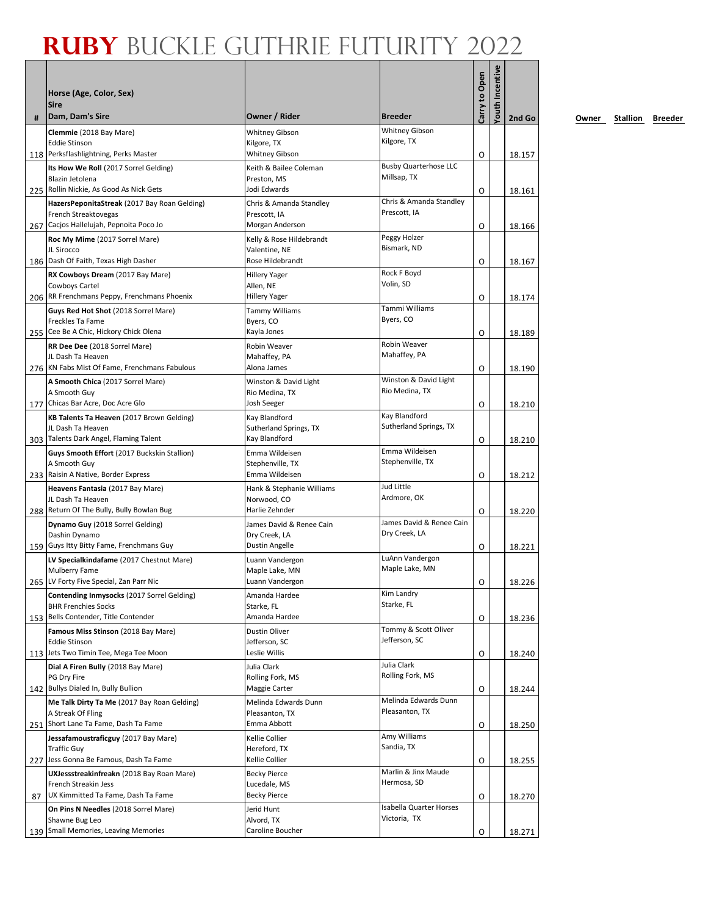# RUBY BUCKLE GUTHRIE FUTURITY 2022

| # | Horse (Age, Color, Sex)<br>Sire<br>Dam, Dam's Sire | Owner / Rider | Breeder | Carry to Open | Youth Incentive | 2nd Go | Owner | Stallion | Breeder |
|---|---|---|---|---|---|---|---|---|---|
| 118 | **Clemmie** (2018 Bay Mare)<br>Eddie Stinson<br>Perksflashlightning, Perks Master | Whitney Gibson<br>Kilgore, TX<br>Whitney Gibson | Whitney Gibson<br>Kilgore, TX | O | | 18.157 | | | |
| 225 | **Its How We Roll** (2017 Sorrel Gelding)<br>Blazin Jetolena<br>Rollin Nickie, As Good As Nick Gets | Keith & Bailee Coleman<br>Preston, MS<br>Jodi Edwards | Busby Quarterhose LLC<br>Millsap, TX | O | | 18.161 | | | |
| 267 | **HazersPeponitaStreak** (2017 Bay Roan Gelding)<br>French Streaktovegas<br>Cacjos Hallelujah, Pepnoita Poco Jo | Chris & Amanda Standley<br>Prescott, IA<br>Morgan Anderson | Chris & Amanda Standley<br>Prescott, IA | O | | 18.166 | | | |
| 186 | **Roc My Mime** (2017 Sorrel Mare)<br>JL Sirocco<br>Dash Of Faith, Texas High Dasher | Kelly & Rose Hildebrandt<br>Valentine, NE<br>Rose Hildebrandt | Peggy Holzer<br>Bismark, ND | O | | 18.167 | | | |
| 206 | **RX Cowboys Dream** (2017 Bay Mare)<br>Cowboys Cartel<br>RR Frenchmans Peppy, Frenchmans Phoenix | Hillery Yager<br>Allen, NE<br>Hillery Yager | Rock F Boyd<br>Volin, SD | O | | 18.174 | | | |
| 255 | **Guys Red Hot Shot** (2018 Sorrel Mare)<br>Freckles Ta Fame<br>Cee Be A Chic, Hickory Chick Olena | Tammy Williams<br>Byers, CO<br>Kayla Jones | Tammi Williams<br>Byers, CO | O | | 18.189 | | | |
| 276 | **RR Dee Dee** (2018 Sorrel Mare)<br>JL Dash Ta Heaven<br>KN Fabs Mist Of Fame, Frenchmans Fabulous | Robin Weaver<br>Mahaffey, PA<br>Alona James | Robin Weaver<br>Mahaffey, PA | O | | 18.190 | | | |
| 177 | **A Smooth Chica** (2017 Sorrel Mare)<br>A Smooth Guy<br>Chicas Bar Acre, Doc Acre Glo | Winston & David Light<br>Rio Medina, TX<br>Josh Seeger | Winston & David Light<br>Rio Medina, TX | O | | 18.210 | | | |
| 303 | **KB Talents Ta Heaven** (2017 Brown Gelding)<br>JL Dash Ta Heaven<br>Talents Dark Angel, Flaming Talent | Kay Blandford<br>Sutherland Springs, TX<br>Kay Blandford | Kay Blandford<br>Sutherland Springs, TX | O | | 18.210 | | | |
| 233 | **Guys Smooth Effort** (2017 Buckskin Stallion)<br>A Smooth Guy<br>Raisin A Native, Border Express | Emma Wildeisen<br>Stephenville, TX<br>Emma Wildeisen | Emma Wildeisen<br>Stephenville, TX | O | | 18.212 | | | |
| 288 | **Heavens Fantasia** (2017 Bay Mare)<br>JL Dash Ta Heaven<br>Return Of The Bully, Bully Bowlan Bug | Hank & Stephanie Williams<br>Norwood, CO<br>Harlie Zehnder | Jud Little<br>Ardmore, OK | O | | 18.220 | | | |
| 159 | **Dynamo Guy** (2018 Sorrel Gelding)<br>Dashin Dynamo<br>Guys Itty Bitty Fame, Frenchmans Guy | James David & Renee Cain<br>Dry Creek, LA<br>Dustin Angelle | James David & Renee Cain<br>Dry Creek, LA | O | | 18.221 | | | |
| 265 | **LV Specialkindafame** (2017 Chestnut Mare)<br>Mulberry Fame<br>LV Forty Five Special, Zan Parr Nic | Luann Vandergon<br>Maple Lake, MN<br>Luann Vandergon | LuAnn Vandergon<br>Maple Lake, MN | O | | 18.226 | | | |
| 153 | **Contending Inmysocks** (2017 Sorrel Gelding)<br>BHR Frenchies Socks<br>Bells Contender, Title Contender | Amanda Hardee<br>Starke, FL<br>Amanda Hardee | Kim Landry<br>Starke, FL | O | | 18.236 | | | |
| 113 | **Famous Miss Stinson** (2018 Bay Mare)<br>Eddie Stinson<br>Jets Two Timin Tee, Mega Tee Moon | Dustin Oliver<br>Jefferson, SC<br>Leslie Willis | Tommy & Scott Oliver<br>Jefferson, SC | O | | 18.240 | | | |
| 142 | **Dial A Firen Bully** (2018 Bay Mare)<br>PG Dry Fire<br>Bullys Dialed In, Bully Bullion | Julia Clark<br>Rolling Fork, MS<br>Maggie Carter | Julia Clark<br>Rolling Fork, MS | O | | 18.244 | | | |
| 251 | **Me Talk Dirty Ta Me** (2017 Bay Roan Gelding)<br>A Streak Of Fling<br>Short Lane Ta Fame, Dash Ta Fame | Melinda Edwards Dunn<br>Pleasanton, TX<br>Emma Abbott | Melinda Edwards Dunn<br>Pleasanton, TX | O | | 18.250 | | | |
| 227 | **Jessafamoustraficguy** (2017 Bay Mare)<br>Traffic Guy<br>Jess Gonna Be Famous, Dash Ta Fame | Kellie Collier<br>Hereford, TX<br>Kellie Collier | Amy Williams<br>Sandia, TX | O | | 18.255 | | | |
| 87 | **UXJessstreakinfreakn** (2018 Bay Roan Mare)<br>French Streakin Jess<br>UX Kimmitted Ta Fame, Dash Ta Fame | Becky Pierce<br>Lucedale, MS<br>Becky Pierce | Marlin & Jinx Maude<br>Hermosa, SD | O | | 18.270 | | | |
| 139 | **On Pins N Needles** (2018 Sorrel Mare)<br>Shawne Bug Leo<br>Small Memories, Leaving Memories | Jerid Hunt<br>Alvord, TX<br>Caroline Boucher | Isabella Quarter Horses<br>Victoria, TX | O | | 18.271 | | | |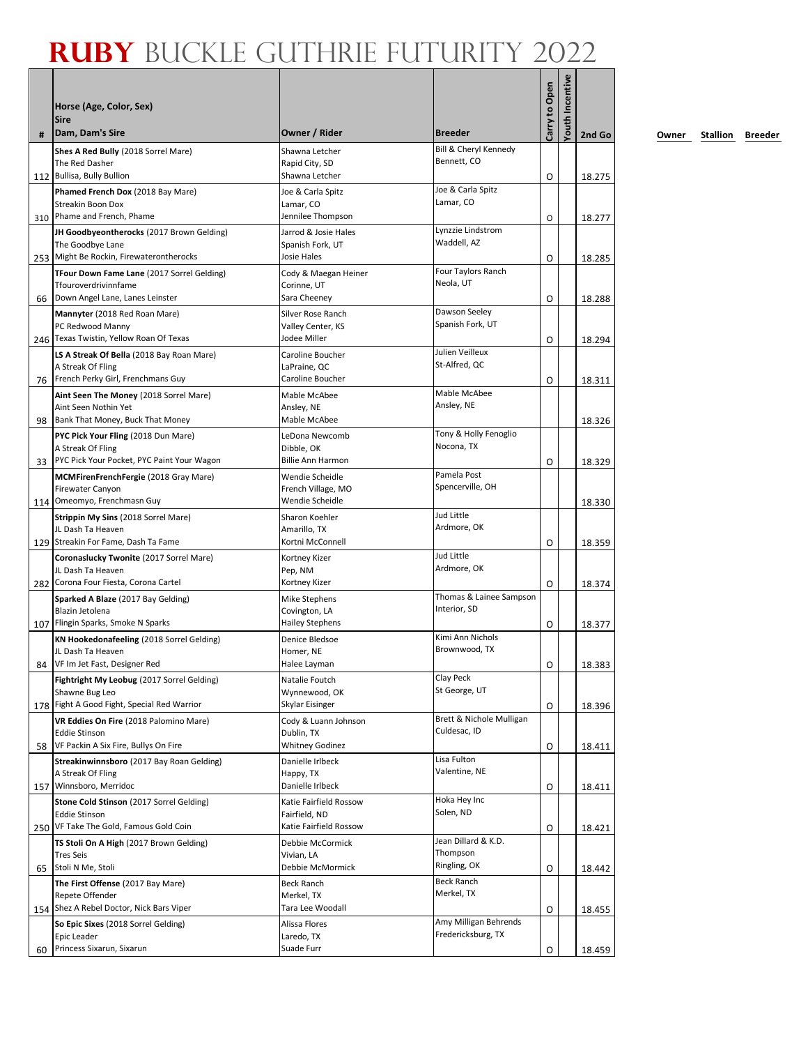# RUBY BUCKLE GUTHRIE FUTURITY 2022

| # | Horse (Age, Color, Sex)<br>Sire<br>Dam, Dam's Sire | Owner / Rider | Breeder | Carry to Open | Youth Incentive | 2nd Go | Owner | Stallion | Breeder |
|---|---|---|---|---|---|---|---|---|---|
| 112 | **Shes A Red Bully** (2018 Sorrel Mare)<br>The Red Dasher<br>Bullisa, Bully Bullion | Shawna Letcher<br>Rapid City, SD<br>Shawna Letcher | Bill & Cheryl Kennedy<br>Bennett, CO | O | | 18.275 | | | |
| 310 | **Phamed French Dox** (2018 Bay Mare)<br>Streakin Boon Dox<br>Phame and French, Phame | Joe & Carla Spitz<br>Lamar, CO<br>Jennilee Thompson | Joe & Carla Spitz<br>Lamar, CO | O | | 18.277 | | | |
| 253 | **JH Goodbyeontherocks** (2017 Brown Gelding)<br>The Goodbye Lane<br>Might Be Rockin, Firewaterontherocks | Jarrod & Josie Hales<br>Spanish Fork, UT<br>Josie Hales | Lynzzie Lindstrom<br>Waddell, AZ | O | | 18.285 | | | |
| 66 | **TFour Down Fame Lane** (2017 Sorrel Gelding)<br>Tfouroverdrivinnfame<br>Down Angel Lane, Lanes Leinster | Cody & Maegan Heiner<br>Corinne, UT<br>Sara Cheeney | Four Taylors Ranch<br>Neola, UT | O | | 18.288 | | | |
| 246 | **Mannyter** (2018 Red Roan Mare)<br>PC Redwood Manny<br>Texas Twistin, Yellow Roan Of Texas | Silver Rose Ranch<br>Valley Center, KS<br>Jodee Miller | Dawson Seeley<br>Spanish Fork, UT | O | | 18.294 | | | |
| 76 | **LS A Streak Of Bella** (2018 Bay Roan Mare)<br>A Streak Of Fling<br>French Perky Girl, Frenchmans Guy | Caroline Boucher<br>LaPraine, QC<br>Caroline Boucher | Julien Veilleux<br>St-Alfred, QC | O | | 18.311 | | | |
| 98 | **Aint Seen The Money** (2018 Sorrel Mare)<br>Aint Seen Nothin Yet<br>Bank That Money, Buck That Money | Mable McAbee<br>Ansley, NE<br>Mable McAbee | Mable McAbee<br>Ansley, NE | | | 18.326 | | | |
| 33 | **PYC Pick Your Fling** (2018 Dun Mare)<br>A Streak Of Fling<br>PYC Pick Your Pocket, PYC Paint Your Wagon | LeDona Newcomb<br>Dibble, OK<br>Billie Ann Harmon | Tony & Holly Fenoglio<br>Nocona, TX | O | | 18.329 | | | |
| 114 | **MCMFirenFrenchFergie** (2018 Gray Mare)<br>Firewater Canyon<br>Omeomyo, Frenchmasn Guy | Wendie Scheidle<br>French Village, MO<br>Wendie Scheidle | Pamela Post<br>Spencerville, OH | | | 18.330 | | | |
| 129 | **Strippin My Sins** (2018 Sorrel Mare)<br>JL Dash Ta Heaven<br>Streakin For Fame, Dash Ta Fame | Sharon Koehler<br>Amarillo, TX<br>Kortni McConnell | Jud Little<br>Ardmore, OK | O | | 18.359 | | | |
| 282 | **Coronaslucky Twonite** (2017 Sorrel Mare)<br>JL Dash Ta Heaven<br>Corona Four Fiesta, Corona Cartel | Kortney Kizer<br>Pep, NM<br>Kortney Kizer | Jud Little<br>Ardmore, OK | O | | 18.374 | | | |
| 107 | **Sparked A Blaze** (2017 Bay Gelding)<br>Blazin Jetolena<br>Flingin Sparks, Smoke N Sparks | Mike Stephens<br>Covington, LA<br>Hailey Stephens | Thomas & Lainee Sampson<br>Interior, SD | O | | 18.377 | | | |
| 84 | **KN Hookedonafeeling** (2018 Sorrel Gelding)<br>JL Dash Ta Heaven<br>VF Im Jet Fast, Designer Red | Denice Bledsoe<br>Homer, NE<br>Halee Layman | Kimi Ann Nichols<br>Brownwood, TX | O | | 18.383 | | | |
| 178 | **Fightright My Leobug** (2017 Sorrel Gelding)<br>Shawne Bug Leo<br>Fight A Good Fight, Special Red Warrior | Natalie Foutch<br>Wynnewood, OK<br>Skylar Eisinger | Clay Peck<br>St George, UT | O | | 18.396 | | | |
| 58 | **VR Eddies On Fire** (2018 Palomino Mare)<br>Eddie Stinson<br>VF Packin A Six Fire, Bullys On Fire | Cody & Luann Johnson<br>Dublin, TX<br>Whitney Godinez | Brett & Nichole Mulligan<br>Culdesac, ID | O | | 18.411 | | | |
| 157 | **Streakinwinnsboro** (2017 Bay Roan Gelding)<br>A Streak Of Fling<br>Winnsboro, Merridoc | Danielle Irlbeck<br>Happy, TX<br>Danielle Irlbeck | Lisa Fulton<br>Valentine, NE | O | | 18.411 | | | |
| 250 | **Stone Cold Stinson** (2017 Sorrel Gelding)<br>Eddie Stinson<br>VF Take The Gold, Famous Gold Coin | Katie Fairfield Rossow<br>Fairfield, ND<br>Katie Fairfield Rossow | Hoka Hey Inc<br>Solen, ND | O | | 18.421 | | | |
| 65 | **TS Stoli On A High** (2017 Brown Gelding)<br>Tres Seis<br>Stoli N Me, Stoli | Debbie McCormick<br>Vivian, LA<br>Debbie McMormick | Jean Dillard & K.D. Thompson<br>Ringling, OK | O | | 18.442 | | | |
| 154 | **The First Offense** (2017 Bay Mare)<br>Repete Offender<br>Shez A Rebel Doctor, Nick Bars Viper | Beck Ranch<br>Merkel, TX<br>Tara Lee Woodall | Beck Ranch<br>Merkel, TX | O | | 18.455 | | | |
| 60 | **So Epic Sixes** (2018 Sorrel Gelding)<br>Epic Leader<br>Princess Sixarun, Sixarun | Alissa Flores<br>Laredo, TX<br>Suade Furr | Amy Milligan Behrends<br>Fredericksburg, TX | O | | 18.459 | | | |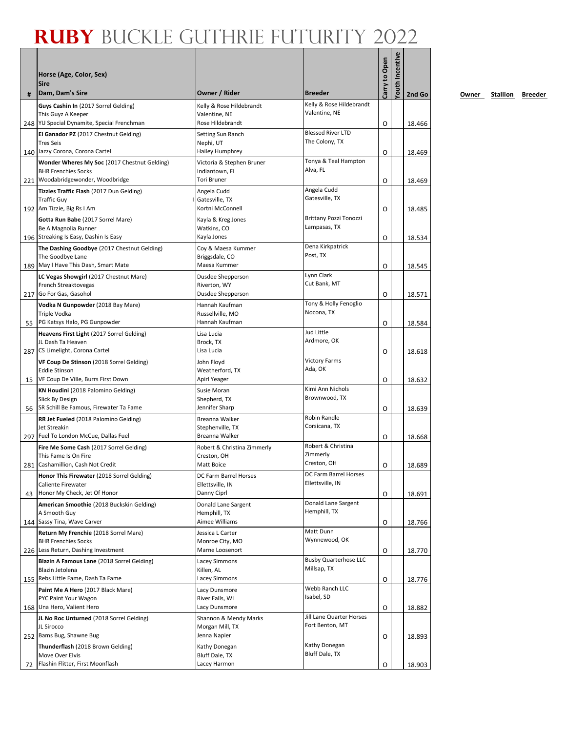# RUBY BUCKLE GUTHRIE FUTURITY 2022

| # | Horse (Age, Color, Sex)<br>Sire<br>Dam, Dam's Sire | Owner / Rider | Breeder | Carry to Open | Youth Incentive | 2nd Go | Owner | Stallion | Breeder |
|---|---|---|---|---|---|---|---|---|---|
| 248 | **Guys Cashin In** (2017 Sorrel Gelding)<br>This Guyz A Keeper<br>YU Special Dynamite, Special Frenchman | Kelly & Rose Hildebrandt<br>Valentine, NE<br>Rose Hildebrandt | Kelly & Rose Hildebrandt<br>Valentine, NE | O | | 18.466 | | | |
| 140 | **El Ganador PZ** (2017 Chestnut Gelding)<br>Tres Seis<br>Jazzy Corona, Corona Cartel | Setting Sun Ranch<br>Nephi, UT<br>Hailey Humphrey | Blessed River LTD<br>The Colony, TX | O | | 18.469 | | | |
| 221 | **Wonder Wheres My Soc** (2017 Chestnut Gelding)<br>BHR Frenchies Socks<br>Woodabridgewonder, Woodbridge | Victoria & Stephen Bruner<br>Indiantown, FL<br>Tori Bruner | Tonya & Teal Hampton<br>Alva, FL | O | | 18.469 | | | |
| 192 | **Tizzies Traffic Flash** (2017 Dun Gelding)<br>Traffic Guy<br>Am Tizzie, Big Rs I Am | Angela Cudd<br>Gatesville, TX<br>Kortni McConnell | Angela Cudd<br>Gatesville, TX | O | | 18.485 | | | |
| 196 | **Gotta Run Babe** (2017 Sorrel Mare)<br>Be A Magnolia Runner<br>Streaking Is Easy, Dashin Is Easy | Kayla & Kreg Jones<br>Watkins, CO<br>Kayla Jones | Brittany Pozzi Tonozzi<br>Lampasas, TX | O | | 18.534 | | | |
| 189 | **The Dashing Goodbye** (2017 Chestnut Gelding)<br>The Goodbye Lane<br>May I Have This Dash, Smart Mate | Coy & Maesa Kummer<br>Briggsdale, CO<br>Maesa Kummer | Dena Kirkpatrick<br>Post, TX | O | | 18.545 | | | |
| 217 | **LC Vegas Showgirl** (2017 Chestnut Mare)<br>French Streaktovegas<br>Go For Gas, Gasohol | Dusdee Shepperson<br>Riverton, WY<br>Dusdee Shepperson | Lynn Clark<br>Cut Bank, MT | O | | 18.571 | | | |
| 55 | **Vodka N Gunpowder** (2018 Bay Mare)<br>Triple Vodka<br>PG Katsys Halo, PG Gunpowder | Hannah Kaufman<br>Russellville, MO<br>Hannah Kaufman | Tony & Holly Fenoglio<br>Nocona, TX | O | | 18.584 | | | |
| 287 | **Heavens First Light** (2017 Sorrel Gelding)<br>JL Dash Ta Heaven<br>CS Limelight, Corona Cartel | Lisa Lucia<br>Brock, TX<br>Lisa Lucia | Jud Little<br>Ardmore, OK | O | | 18.618 | | | |
| 15 | **VF Coup De Stinson** (2018 Sorrel Gelding)<br>Eddie Stinson<br>VF Coup De Ville, Burrs First Down | John Floyd<br>Weatherford, TX<br>Apirl Yeager | Victory Farms<br>Ada, OK | O | | 18.632 | | | |
| 56 | **KN Houdini** (2018 Palomino Gelding)<br>Slick By Design<br>SR Schill Be Famous, Firewater Ta Fame | Susie Moran<br>Shepherd, TX<br>Jennifer Sharp | Kimi Ann Nichols<br>Brownwood, TX | O | | 18.639 | | | |
| 297 | **RR Jet Fueled** (2018 Palomino Gelding)<br>Jet Streakin<br>Fuel To London McCue, Dallas Fuel | Breanna Walker<br>Stephenville, TX<br>Breanna Walker | Robin Randle<br>Corsicana, TX | O | | 18.668 | | | |
| 281 | **Fire Me Some Cash** (2017 Sorrel Gelding)<br>This Fame Is On Fire<br>Cashamillion, Cash Not Credit | Robert & Christina Zimmerly<br>Creston, OH<br>Matt Boice | Robert & Christina Zimmerly<br>Creston, OH | O | | 18.689 | | | |
| 43 | **Honor This Firewater** (2018 Sorrel Gelding)<br>Caliente Firewater<br>Honor My Check, Jet Of Honor | DC Farm Barrel Horses<br>Ellettsville, IN<br>Danny Ciprl | DC Farm Barrel Horses<br>Ellettsville, IN | O | | 18.691 | | | |
| 144 | **American Smoothie** (2018 Buckskin Gelding)<br>A Smooth Guy<br>Sassy Tina, Wave Carver | Donald Lane Sargent<br>Hemphill, TX<br>Aimee Williams | Donald Lane Sargent<br>Hemphill, TX | O | | 18.766 | | | |
| 226 | **Return My Frenchie** (2018 Sorrel Mare)<br>BHR Frenchies Socks<br>Less Return, Dashing Investment | Jessica L Carter<br>Monroe City, MO<br>Marne Loosenort | Matt Dunn<br>Wynnewood, OK | O | | 18.770 | | | |
| 155 | **Blazin A Famous Lane** (2018 Sorrel Gelding)<br>Blazin Jetolena<br>Rebs Little Fame, Dash Ta Fame | Lacey Simmons<br>Killen, AL<br>Lacey Simmons | Busby Quarterhose LLC<br>Millsap, TX | O | | 18.776 | | | |
| 168 | **Paint Me A Hero** (2017 Black Mare)<br>PYC Paint Your Wagon<br>Una Hero, Valient Hero | Lacy Dunsmore<br>River Falls, WI<br>Lacy Dunsmore | Webb Ranch LLC<br>Isabel, SD | O | | 18.882 | | | |
| 252 | **JL No Roc Unturned** (2018 Sorrel Gelding)<br>JL Sirocco<br>Bams Bug, Shawne Bug | Shannon & Mendy Marks<br>Morgan Mill, TX<br>Jenna Napier | Jill Lane Quarter Horses<br>Fort Benton, MT | O | | 18.893 | | | |
| 72 | **Thunderflash** (2018 Brown Gelding)<br>Move Over Elvis<br>Flashin Flitter, First Moonflash | Kathy Donegan<br>Bluff Dale, TX<br>Lacey Harmon | Kathy Donegan<br>Bluff Dale, TX | O | | 18.903 | | | |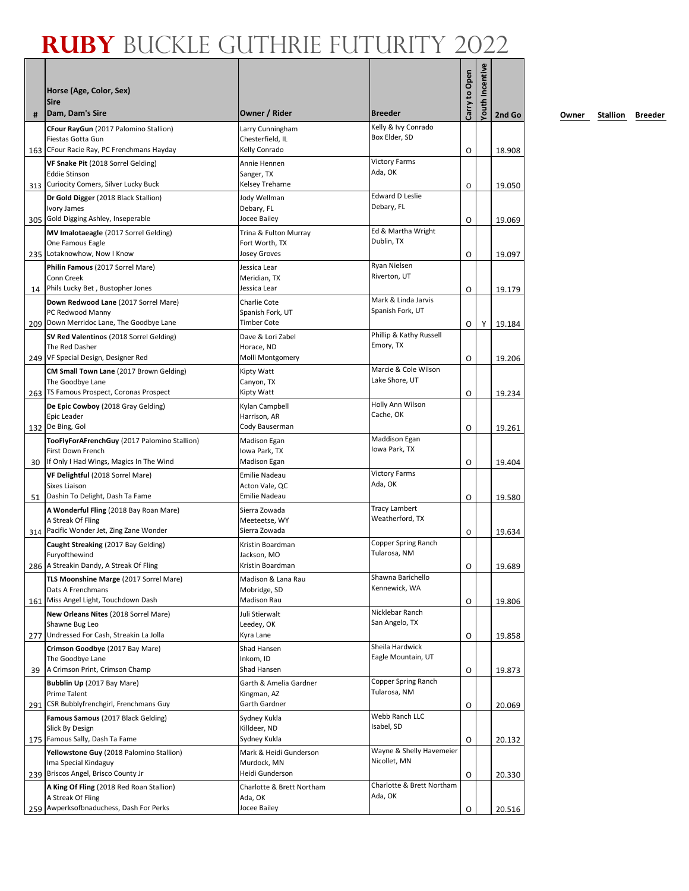# RUBY BUCKLE GUTHRIE FUTURITY 2022

| # | Horse (Age, Color, Sex)<br>Sire<br>Dam, Dam's Sire | Owner / Rider | Breeder | Carry to Open | Youth Incentive | 2nd Go | Owner | Stallion | Breeder |
|---|---|---|---|---|---|---|---|---|---|
| 163 | **CFour RayGun** (2017 Palomino Stallion)<br>Fiestas Gotta Gun<br>CFour Racie Ray, PC Frenchmans Hayday | Larry Cunningham<br>Chesterfield, IL<br>Kelly Conrado | Kelly & Ivy Conrado<br>Box Elder, SD | O | | 18.908 | | | |
| 313 | **VF Snake Pit** (2018 Sorrel Gelding)<br>Eddie Stinson<br>Curiocity Comers, Silver Lucky Buck | Annie Hennen<br>Sanger, TX<br>Kelsey Treharne | Victory Farms<br>Ada, OK | O | | 19.050 | | | |
| 305 | **Dr Gold Digger** (2018 Black Stallion)<br>Ivory James<br>Gold Digging Ashley, Inseperable | Jody Wellman<br>Debary, FL<br>Jocee Bailey | Edward D Leslie<br>Debary, FL | O | | 19.069 | | | |
| 235 | **MV Imalotaeagle** (2017 Sorrel Gelding)<br>One Famous Eagle<br>Lotaknowhow, Now I Know | Trina & Fulton Murray<br>Fort Worth, TX<br>Josey Groves | Ed & Martha Wright<br>Dublin, TX | O | | 19.097 | | | |
| 14 | **Philin Famous** (2017 Sorrel Mare)<br>Conn Creek<br>Phils Lucky Bet , Bustopher Jones | Jessica Lear<br>Meridian, TX<br>Jessica Lear | Ryan Nielsen<br>Riverton, UT | O | | 19.179 | | | |
| 209 | **Down Redwood Lane** (2017 Sorrel Mare)<br>PC Redwood Manny<br>Down Merridoc Lane, The Goodbye Lane | Charlie Cote<br>Spanish Fork, UT<br>Timber Cote | Mark & Linda Jarvis<br>Spanish Fork, UT | O | Y | 19.184 | | | |
| 249 | **SV Red Valentinos** (2018 Sorrel Gelding)<br>The Red Dasher<br>VF Special Design, Designer Red | Dave & Lori Zabel<br>Horace, ND<br>Molli Montgomery | Phillip & Kathy Russell<br>Emory, TX | O | | 19.206 | | | |
| 263 | **CM Small Town Lane** (2017 Brown Gelding)<br>The Goodbye Lane<br>TS Famous Prospect, Coronas Prospect | Kipty Watt<br>Canyon, TX<br>Kipty Watt | Marcie & Cole Wilson<br>Lake Shore, UT | O | | 19.234 | | | |
| 132 | **De Epic Cowboy** (2018 Gray Gelding)<br>Epic Leader<br>De Bing, Gol | Kylan Campbell<br>Harrison, AR<br>Cody Bauserman | Holly Ann Wilson<br>Cache, OK | O | | 19.261 | | | |
| 30 | **TooFlyForAFrenchGuy** (2017 Palomino Stallion)<br>First Down French<br>If Only I Had Wings, Magics In The Wind | Madison Egan<br>Iowa Park, TX<br>Madison Egan | Maddison Egan<br>Iowa Park, TX | O | | 19.404 | | | |
| 51 | **VF Delightful** (2018 Sorrel Mare)<br>Sixes Liaison<br>Dashin To Delight, Dash Ta Fame | Emilie Nadeau<br>Acton Vale, QC<br>Emilie Nadeau | Victory Farms<br>Ada, OK | O | | 19.580 | | | |
| 314 | **A Wonderful Fling** (2018 Bay Roan Mare)<br>A Streak Of Fling<br>Pacific Wonder Jet, Zing Zane Wonder | Sierra Zowada<br>Meeteetse, WY<br>Sierra Zowada | Tracy Lambert<br>Weatherford, TX | O | | 19.634 | | | |
| 286 | **Caught Streaking** (2017 Bay Gelding)<br>Furyofthewind<br>A Streakin Dandy, A Streak Of Fling | Kristin Boardman<br>Jackson, MO<br>Kristin Boardman | Copper Spring Ranch<br>Tularosa, NM | O | | 19.689 | | | |
| 161 | **TLS Moonshine Marge** (2017 Sorrel Mare)<br>Dats A Frenchmans<br>Miss Angel Light, Touchdown Dash | Madison & Lana Rau<br>Mobridge, SD<br>Madison Rau | Shawna Barichello<br>Kennewick, WA | O | | 19.806 | | | |
| 277 | **New Orleans Nites** (2018 Sorrel Mare)<br>Shawne Bug Leo<br>Undressed For Cash, Streakin La Jolla | Juli Stierwalt<br>Leedey, OK<br>Kyra Lane | Nicklebar Ranch<br>San Angelo, TX | O | | 19.858 | | | |
| 39 | **Crimson Goodbye** (2017 Bay Mare)<br>The Goodbye Lane<br>A Crimson Print, Crimson Champ | Shad Hansen<br>Inkom, ID<br>Shad Hansen | Sheila Hardwick<br>Eagle Mountain, UT | O | | 19.873 | | | |
| 291 | **Bubblin Up** (2017 Bay Mare)<br>Prime Talent<br>CSR Bubblyfrenchgirl, Frenchmans Guy | Garth & Amelia Gardner<br>Kingman, AZ<br>Garth Gardner | Copper Spring Ranch<br>Tularosa, NM | O | | 20.069 | | | |
| 175 | **Famous Samous** (2017 Black Gelding)<br>Slick By Design<br>Famous Sally, Dash Ta Fame | Sydney Kukla<br>Killdeer, ND<br>Sydney Kukla | Webb Ranch LLC<br>Isabel, SD | O | | 20.132 | | | |
| 239 | **Yellowstone Guy** (2018 Palomino Stallion)<br>Ima Special Kindaguy<br>Briscos Angel, Brisco County Jr | Mark & Heidi Gunderson<br>Murdock, MN<br>Heidi Gunderson | Wayne & Shelly Havemeier<br>Nicollet, MN | O | | 20.330 | | | |
| 259 | **A King Of Fling** (2018 Red Roan Stallion)<br>A Streak Of Fling<br>Awperksofbnaduchess, Dash For Perks | Charlotte & Brett Northam<br>Ada, OK<br>Jocee Bailey | Charlotte & Brett Northam<br>Ada, OK | O | | 20.516 | | | |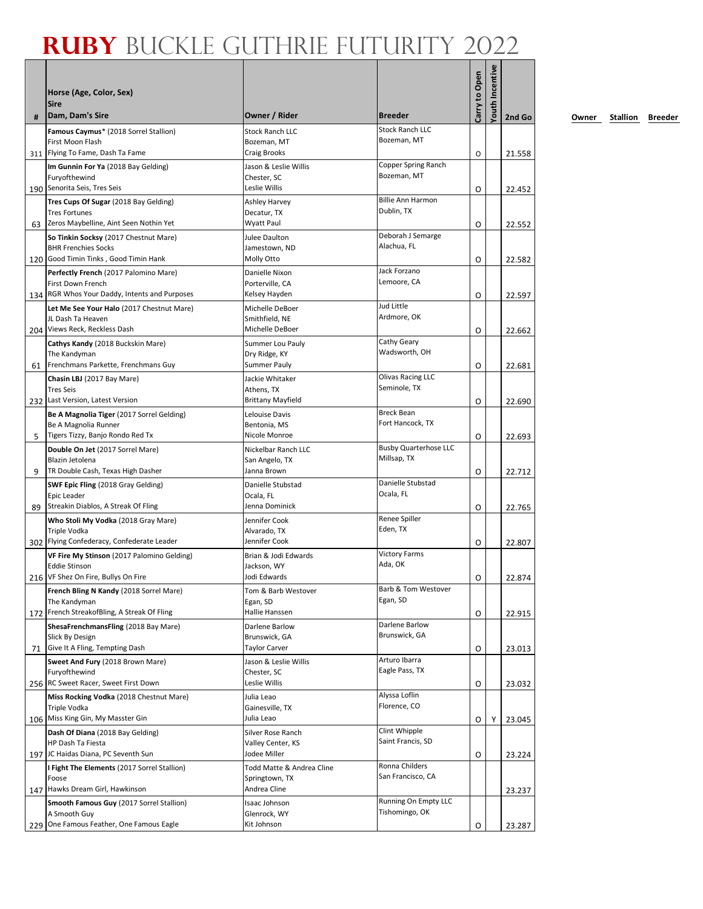# RUBY BUCKLE GUTHRIE FUTURITY 2022

| # | Horse (Age, Color, Sex)<br>Sire<br>Dam, Dam's Sire | Owner / Rider | Breeder | Carry to Open | Youth Incentive | 2nd Go | Owner | Stallion | Breeder |
|---|---|---|---|---|---|---|---|---|---|
| 311 | **Famous Caymus*** (2018 Sorrel Stallion)<br>First Moon Flash<br>Flying To Fame, Dash Ta Fame | Stock Ranch LLC<br>Bozeman, MT<br>Craig Brooks | Stock Ranch LLC<br>Bozeman, MT | O | | 21.558 | | | |
| 190 | **Im Gunnin For Ya** (2018 Bay Gelding)<br>Furyofthewind<br>Senorita Seis, Tres Seis | Jason & Leslie Willis<br>Chester, SC<br>Leslie Willis | Copper Spring Ranch<br>Bozeman, MT | O | | 22.452 | | | |
| 63 | **Tres Cups Of Sugar** (2018 Bay Gelding)<br>Tres Fortunes<br>Zeros Maybelline, Aint Seen Nothin Yet | Ashley Harvey<br>Decatur, TX<br>Wyatt Paul | Billie Ann Harmon<br>Dublin, TX | O | | 22.552 | | | |
| 120 | **So Tinkin Socksy** (2017 Chestnut Mare)<br>BHR Frenchies Socks<br>Good Timin Tinks , Good Timin Hank | Julee Daulton<br>Jamestown, ND<br>Molly Otto | Deborah J Semarge<br>Alachua, FL | O | | 22.582 | | | |
| 134 | **Perfectly French** (2017 Palomino Mare)<br>First Down French<br>RGR Whos Your Daddy, Intents and Purposes | Danielle Nixon<br>Porterville, CA<br>Kelsey Hayden | Jack Forzano<br>Lemoore, CA | O | | 22.597 | | | |
| 204 | **Let Me See Your Halo** (2017 Chestnut Mare)<br>JL Dash Ta Heaven<br>Views Reck, Reckless Dash | Michelle DeBoer<br>Smithfield, NE<br>Michelle DeBoer | Jud Little<br>Ardmore, OK | O | | 22.662 | | | |
| 61 | **Cathys Kandy** (2018 Buckskin Mare)<br>The Kandyman<br>Frenchmans Parkette, Frenchmans Guy | Summer Lou Pauly<br>Dry Ridge, KY<br>Summer Pauly | Cathy Geary<br>Wadsworth, OH | O | | 22.681 | | | |
| 232 | **Chasin LBJ** (2017 Bay Mare)<br>Tres Seis<br>Last Version, Latest Version | Jackie Whitaker<br>Athens, TX<br>Brittany Mayfield | Olivas Racing LLC<br>Seminole, TX | O | | 22.690 | | | |
| 5 | **Be A Magnolia Tiger** (2017 Sorrel Gelding)<br>Be A Magnolia Runner<br>Tigers Tizzy, Banjo Rondo Red Tx | Lelouise Davis<br>Bentonia, MS<br>Nicole Monroe | Breck Bean<br>Fort Hancock, TX | O | | 22.693 | | | |
| 9 | **Double On Jet** (2017 Sorrel Mare)<br>Blazin Jetolena<br>TR Double Cash, Texas High Dasher | Nickelbar Ranch LLC<br>San Angelo, TX<br>Janna Brown | Busby Quarterhose LLC<br>Millsap, TX | O | | 22.712 | | | |
| 89 | **SWF Epic Fling** (2018 Gray Gelding)<br>Epic Leader<br>Streakin Diablos, A Streak Of Fling | Danielle Stubstad<br>Ocala, FL<br>Jenna Dominick | Danielle Stubstad<br>Ocala, FL | O | | 22.765 | | | |
| 302 | **Who Stoli My Vodka** (2018 Gray Mare)<br>Triple Vodka<br>Flying Confederacy, Confederate Leader | Jennifer Cook<br>Alvarado, TX<br>Jennifer Cook | Renee Spiller<br>Eden, TX | O | | 22.807 | | | |
| 216 | **VF Fire My Stinson** (2017 Palomino Gelding)<br>Eddie Stinson<br>VF Shez On Fire, Bullys On Fire | Brian & Jodi Edwards<br>Jackson, WY<br>Jodi Edwards | Victory Farms<br>Ada, OK | O | | 22.874 | | | |
| 172 | **French Bling N Kandy** (2018 Sorrel Mare)<br>The Kandyman<br>French StreakofBling, A Streak Of Fling | Tom & Barb Westover<br>Egan, SD<br>Hallie Hanssen | Barb & Tom Westover<br>Egan, SD | O | | 22.915 | | | |
| 71 | **ShesaFrenchmansFling** (2018 Bay Mare)<br>Slick By Design<br>Give It A Fling, Tempting Dash | Darlene Barlow<br>Brunswick, GA<br>Taylor Carver | Darlene Barlow<br>Brunswick, GA | O | | 23.013 | | | |
| 256 | **Sweet And Fury** (2018 Brown Mare)<br>Furyofthewind<br>RC Sweet Racer, Sweet First Down | Jason & Leslie Willis<br>Chester, SC<br>Leslie Willis | Arturo Ibarra<br>Eagle Pass, TX | O | | 23.032 | | | |
| 106 | **Miss Rocking Vodka** (2018 Chestnut Mare)<br>Triple Vodka<br>Miss King Gin, My Masster Gin | Julia Leao<br>Gainesville, TX<br>Julia Leao | Alyssa Loflin<br>Florence, CO | O | Y | 23.045 | | | |
| 197 | **Dash Of Diana** (2018 Bay Gelding)<br>HP Dash Ta Fiesta<br>JC Haidas Diana, PC Seventh Sun | Silver Rose Ranch<br>Valley Center, KS<br>Jodee Miller | Clint Whipple<br>Saint Francis, SD | O | | 23.224 | | | |
| 147 | **I Fight The Elements** (2017 Sorrel Stallion)<br>Foose<br>Hawks Dream Girl, Hawkinson | Todd Matte & Andrea Cline<br>Springtown, TX<br>Andrea Cline | Ronna Childers<br>San Francisco, CA | | | 23.237 | | | |
| 229 | **Smooth Famous Guy** (2017 Sorrel Stallion)<br>A Smooth Guy<br>One Famous Feather, One Famous Eagle | Isaac Johnson<br>Glenrock, WY<br>Kit Johnson | Running On Empty LLC<br>Tishomingo, OK | O | | 23.287 | | | |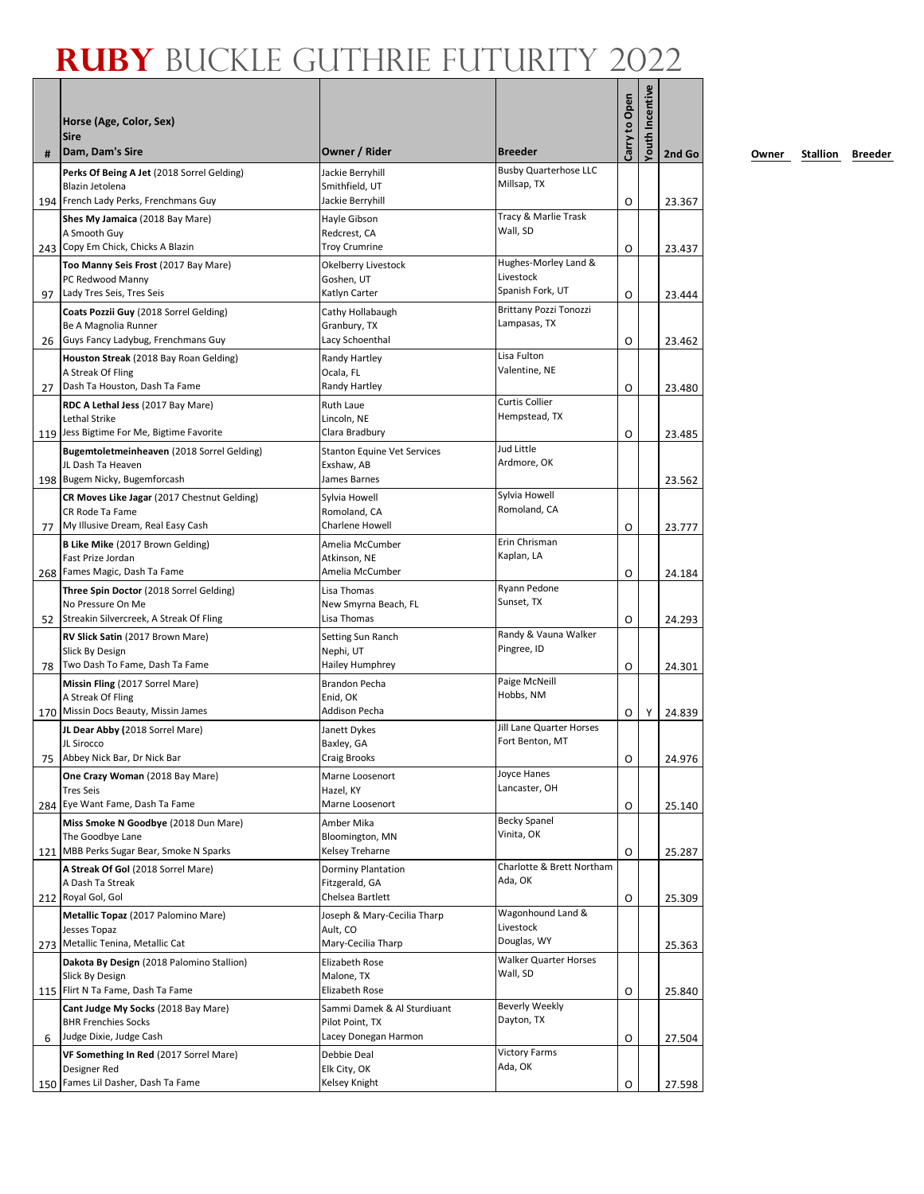# RUBY BUCKLE GUTHRIE FUTURITY 2022

| # | Horse (Age, Color, Sex)<br>Sire<br>Dam, Dam's Sire | Owner / Rider | Breeder | Carry to Open | Youth Incentive | 2nd Go | Owner | Stallion | Breeder |
|---|---|---|---|---|---|---|---|---|---|
| 194 | **Perks Of Being A Jet** (2018 Sorrel Gelding)<br>Blazin Jetolena<br>French Lady Perks, Frenchmans Guy | Jackie Berryhill<br>Smithfield, UT<br>Jackie Berryhill | Busby Quarterhose LLC<br>Millsap, TX | O | | 23.367 | | | |
| 243 | **Shes My Jamaica** (2018 Bay Mare)<br>A Smooth Guy<br>Copy Em Chick, Chicks A Blazin | Hayle Gibson<br>Redcrest, CA<br>Troy Crumrine | Tracy & Marlie Trask<br>Wall, SD | O | | 23.437 | | | |
| 97 | **Too Manny Seis Frost** (2017 Bay Mare)<br>PC Redwood Manny<br>Lady Tres Seis, Tres Seis | Okelberry Livestock<br>Goshen, UT<br>Katlyn Carter | Hughes-Morley Land & Livestock<br>Spanish Fork, UT | O | | 23.444 | | | |
| 26 | **Coats Pozzii Guy** (2018 Sorrel Gelding)<br>Be A Magnolia Runner<br>Guys Fancy Ladybug, Frenchmans Guy | Cathy Hollabaugh<br>Granbury, TX<br>Lacy Schoenthal | Brittany Pozzi Tonozzi<br>Lampasas, TX | O | | 23.462 | | | |
| 27 | **Houston Streak** (2018 Bay Roan Gelding)<br>A Streak Of Fling<br>Dash Ta Houston, Dash Ta Fame | Randy Hartley<br>Ocala, FL<br>Randy Hartley | Lisa Fulton<br>Valentine, NE | O | | 23.480 | | | |
| 119 | **RDC A Lethal Jess** (2017 Bay Mare)<br>Lethal Strike<br>Jess Bigtime For Me, Bigtime Favorite | Ruth Laue<br>Lincoln, NE<br>Clara Bradbury | Curtis Collier<br>Hempstead, TX | O | | 23.485 | | | |
| 198 | **Bugemtoletmeinheaven** (2018 Sorrel Gelding)<br>JL Dash Ta Heaven<br>Bugem Nicky, Bugemforcash | Stanton Equine Vet Services<br>Exshaw, AB<br>James Barnes | Jud Little<br>Ardmore, OK | | | 23.562 | | | |
| 77 | **CR Moves Like Jagar** (2017 Chestnut Gelding)<br>CR Rode Ta Fame<br>My Illusive Dream, Real Easy Cash | Sylvia Howell<br>Romoland, CA<br>Charlene Howell | Sylvia Howell<br>Romoland, CA | O | | 23.777 | | | |
| 268 | **B Like Mike** (2017 Brown Gelding)<br>Fast Prize Jordan<br>Fames Magic, Dash Ta Fame | Amelia McCumber<br>Atkinson, NE<br>Amelia McCumber | Erin Chrisman<br>Kaplan, LA | O | | 24.184 | | | |
| 52 | **Three Spin Doctor** (2018 Sorrel Gelding)<br>No Pressure On Me<br>Streakin Silvercreek, A Streak Of Fling | Lisa Thomas<br>New Smyrna Beach, FL<br>Lisa Thomas | Ryann Pedone<br>Sunset, TX | O | | 24.293 | | | |
| 78 | **RV Slick Satin** (2017 Brown Mare)<br>Slick By Design<br>Two Dash To Fame, Dash Ta Fame | Setting Sun Ranch<br>Nephi, UT<br>Hailey Humphrey | Randy & Vauna Walker<br>Pingree, ID | O | | 24.301 | | | |
| 170 | **Missin Fling** (2017 Sorrel Mare)<br>A Streak Of Fling<br>Missin Docs Beauty, Missin James | Brandon Pecha<br>Enid, OK<br>Addison Pecha | Paige McNeill<br>Hobbs, NM | O | Y | 24.839 | | | |
| 75 | **JL Dear Abby** (2018 Sorrel Mare)<br>JL Sirocco<br>Abbey Nick Bar, Dr Nick Bar | Janett Dykes<br>Baxley, GA<br>Craig Brooks | Jill Lane Quarter Horses<br>Fort Benton, MT | O | | 24.976 | | | |
| 284 | **One Crazy Woman** (2018 Bay Mare)<br>Tres Seis<br>Eye Want Fame, Dash Ta Fame | Marne Loosenort<br>Hazel, KY<br>Marne Loosenort | Joyce Hanes<br>Lancaster, OH | O | | 25.140 | | | |
| 121 | **Miss Smoke N Goodbye** (2018 Dun Mare)<br>The Goodbye Lane<br>MBB Perks Sugar Bear, Smoke N Sparks | Amber Mika<br>Bloomington, MN<br>Kelsey Treharne | Becky Spanel<br>Vinita, OK | O | | 25.287 | | | |
| 212 | **A Streak Of Gol** (2018 Sorrel Mare)<br>A Dash Ta Streak<br>Royal Gol, Gol | Dorminy Plantation<br>Fitzgerald, GA<br>Chelsea Bartlett | Charlotte & Brett Northam<br>Ada, OK | O | | 25.309 | | | |
| 273 | **Metallic Topaz** (2017 Palomino Mare)<br>Jesses Topaz<br>Metallic Tenina, Metallic Cat | Joseph & Mary-Cecilia Tharp<br>Ault, CO<br>Mary-Cecilia Tharp | Wagonhound Land & Livestock<br>Douglas, WY | | | 25.363 | | | |
| 115 | **Dakota By Design** (2018 Palomino Stallion)<br>Slick By Design<br>Flirt N Ta Fame, Dash Ta Fame | Elizabeth Rose<br>Malone, TX<br>Elizabeth Rose | Walker Quarter Horses<br>Wall, SD | O | | 25.840 | | | |
| 6 | **Cant Judge My Socks** (2018 Bay Mare)<br>BHR Frenchies Socks<br>Judge Dixie, Judge Cash | Sammi Damek & Al Sturdiuant<br>Pilot Point, TX<br>Lacey Donegan Harmon | Beverly Weekly<br>Dayton, TX | O | | 27.504 | | | |
| 150 | **VF Something In Red** (2017 Sorrel Mare)<br>Designer Red<br>Fames Lil Dasher, Dash Ta Fame | Debbie Deal<br>Elk City, OK<br>Kelsey Knight | Victory Farms<br>Ada, OK | O | | 27.598 | | | |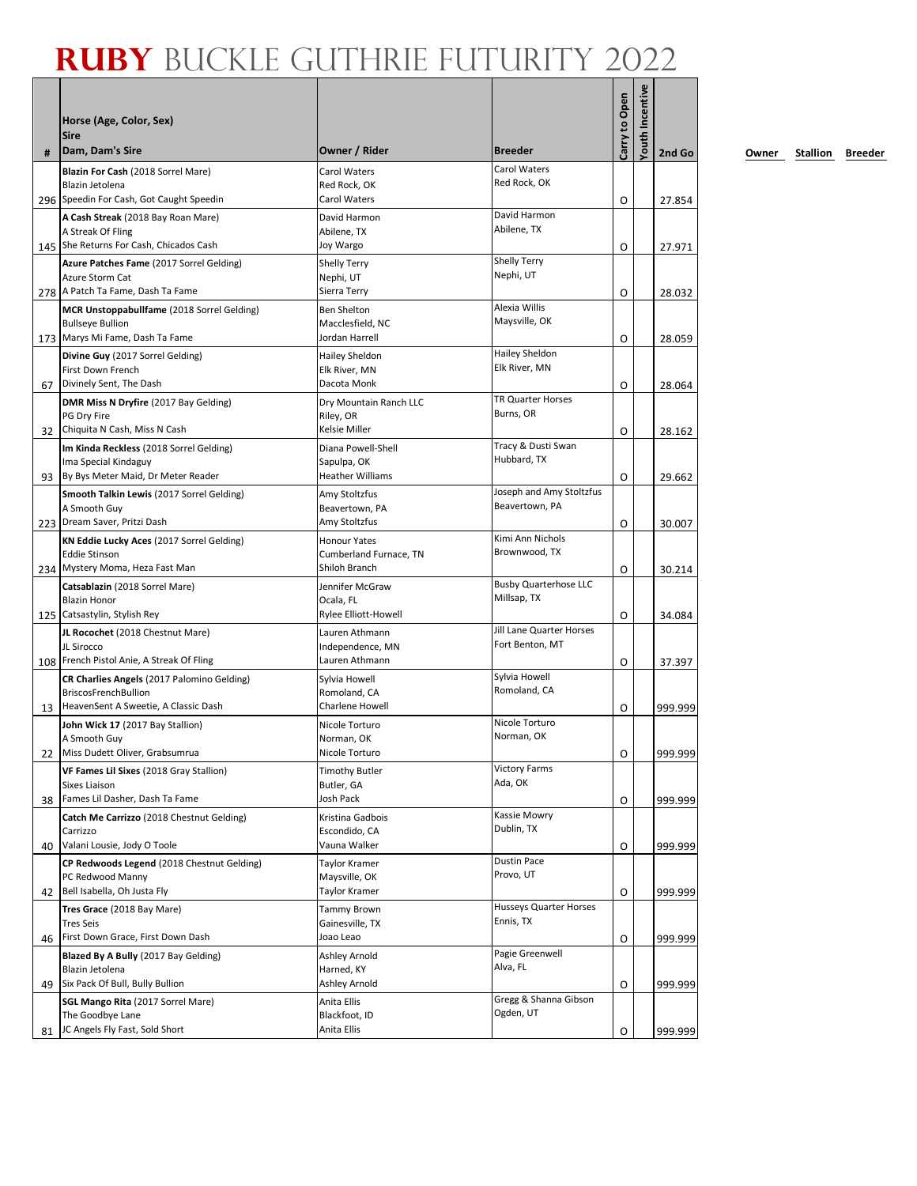# RUBY BUCKLE GUTHRIE FUTURITY 2022

| # | Horse (Age, Color, Sex)<br>Sire<br>Dam, Dam's Sire | Owner / Rider | Breeder | Carry to Open | Youth Incentive | 2nd Go | Owner | Stallion | Breeder |
|---|---|---|---|---|---|---|---|---|---|
| 296 | **Blazin For Cash** (2018 Sorrel Mare)<br>Blazin Jetolena<br>Speedin For Cash, Got Caught Speedin | Carol Waters<br>Red Rock, OK<br>Carol Waters | Carol Waters<br>Red Rock, OK | O | | 27.854 | | | |
| 145 | **A Cash Streak** (2018 Bay Roan Mare)<br>A Streak Of Fling<br>She Returns For Cash, Chicados Cash | David Harmon<br>Abilene, TX<br>Joy Wargo | David Harmon<br>Abilene, TX | O | | 27.971 | | | |
| 278 | **Azure Patches Fame** (2017 Sorrel Gelding)<br>Azure Storm Cat<br>A Patch Ta Fame, Dash Ta Fame | Shelly Terry<br>Nephi, UT<br>Sierra Terry | Shelly Terry<br>Nephi, UT | O | | 28.032 | | | |
| 173 | **MCR Unstoppabullfame** (2018 Sorrel Gelding)<br>Bullseye Bullion<br>Marys Mi Fame, Dash Ta Fame | Ben Shelton<br>Macclesfield, NC<br>Jordan Harrell | Alexia Willis<br>Maysville, OK | O | | 28.059 | | | |
| 67 | **Divine Guy** (2017 Sorrel Gelding)<br>First Down French<br>Divinely Sent, The Dash | Hailey Sheldon<br>Elk River, MN<br>Dacota Monk | Hailey Sheldon<br>Elk River, MN | O | | 28.064 | | | |
| 32 | **DMR Miss N Dryfire** (2017 Bay Gelding)<br>PG Dry Fire<br>Chiquita N Cash, Miss N Cash | Dry Mountain Ranch LLC<br>Riley, OR<br>Kelsie Miller | TR Quarter Horses<br>Burns, OR | O | | 28.162 | | | |
| 93 | **Im Kinda Reckless** (2018 Sorrel Gelding)<br>Ima Special Kindaguy<br>By Bys Meter Maid, Dr Meter Reader | Diana Powell-Shell<br>Sapulpa, OK<br>Heather Williams | Tracy & Dusti Swan<br>Hubbard, TX | O | | 29.662 | | | |
| 223 | **Smooth Talkin Lewis** (2017 Sorrel Gelding)<br>A Smooth Guy<br>Dream Saver, Pritzi Dash | Amy Stoltzfus<br>Beavertown, PA<br>Amy Stoltzfus | Joseph and Amy Stoltzfus<br>Beavertown, PA | O | | 30.007 | | | |
| 234 | **KN Eddie Lucky Aces** (2017 Sorrel Gelding)<br>Eddie Stinson<br>Mystery Moma, Heza Fast Man | Honour Yates<br>Cumberland Furnace, TN<br>Shiloh Branch | Kimi Ann Nichols<br>Brownwood, TX | O | | 30.214 | | | |
| 125 | **Catsablazin** (2018 Sorrel Mare)<br>Blazin Honor<br>Catsastylin, Stylish Rey | Jennifer McGraw<br>Ocala, FL<br>Rylee Elliott-Howell | Busby Quarterhose LLC<br>Millsap, TX | O | | 34.084 | | | |
| 108 | **JL Rocochet** (2018 Chestnut Mare)<br>JL Sirocco<br>French Pistol Anie, A Streak Of Fling | Lauren Athmann<br>Independence, MN<br>Lauren Athmann | Jill Lane Quarter Horses<br>Fort Benton, MT | O | | 37.397 | | | |
| 13 | **CR Charlies Angels** (2017 Palomino Gelding)<br>BriscosFrenchBullion<br>HeavenSent A Sweetie, A Classic Dash | Sylvia Howell<br>Romoland, CA<br>Charlene Howell | Sylvia Howell<br>Romoland, CA | O | | 999.999 | | | |
| 22 | **John Wick 17** (2017 Bay Stallion)<br>A Smooth Guy<br>Miss Dudett Oliver, Grabsumrua | Nicole Torturo<br>Norman, OK<br>Nicole Torturo | Nicole Torturo<br>Norman, OK | O | | 999.999 | | | |
| 38 | **VF Fames Lil Sixes** (2018 Gray Stallion)<br>Sixes Liaison<br>Fames Lil Dasher, Dash Ta Fame | Timothy Butler<br>Butler, GA<br>Josh Pack | Victory Farms<br>Ada, OK | O | | 999.999 | | | |
| 40 | **Catch Me Carrizzo** (2018 Chestnut Gelding)<br>Carrizzo<br>Valani Lousie, Jody O Toole | Kristina Gadbois<br>Escondido, CA<br>Vauna Walker | Kassie Mowry<br>Dublin, TX | O | | 999.999 | | | |
| 42 | **CP Redwoods Legend** (2018 Chestnut Gelding)<br>PC Redwood Manny<br>Bell Isabella, Oh Justa Fly | Taylor Kramer<br>Maysville, OK<br>Taylor Kramer | Dustin Pace<br>Provo, UT | O | | 999.999 | | | |
| 46 | **Tres Grace** (2018 Bay Mare)<br>Tres Seis<br>First Down Grace, First Down Dash | Tammy Brown<br>Gainesville, TX<br>Joao Leao | Husseys Quarter Horses<br>Ennis, TX | O | | 999.999 | | | |
| 49 | **Blazed By A Bully** (2017 Bay Gelding)<br>Blazin Jetolena<br>Six Pack Of Bull, Bully Bullion | Ashley Arnold<br>Harned, KY<br>Ashley Arnold | Pagie Greenwell<br>Alva, FL | O | | 999.999 | | | |
| 81 | **SGL Mango Rita** (2017 Sorrel Mare)<br>The Goodbye Lane<br>JC Angels Fly Fast, Sold Short | Anita Ellis<br>Blackfoot, ID<br>Anita Ellis | Gregg & Shanna Gibson<br>Ogden, UT | O | | 999.999 | | | |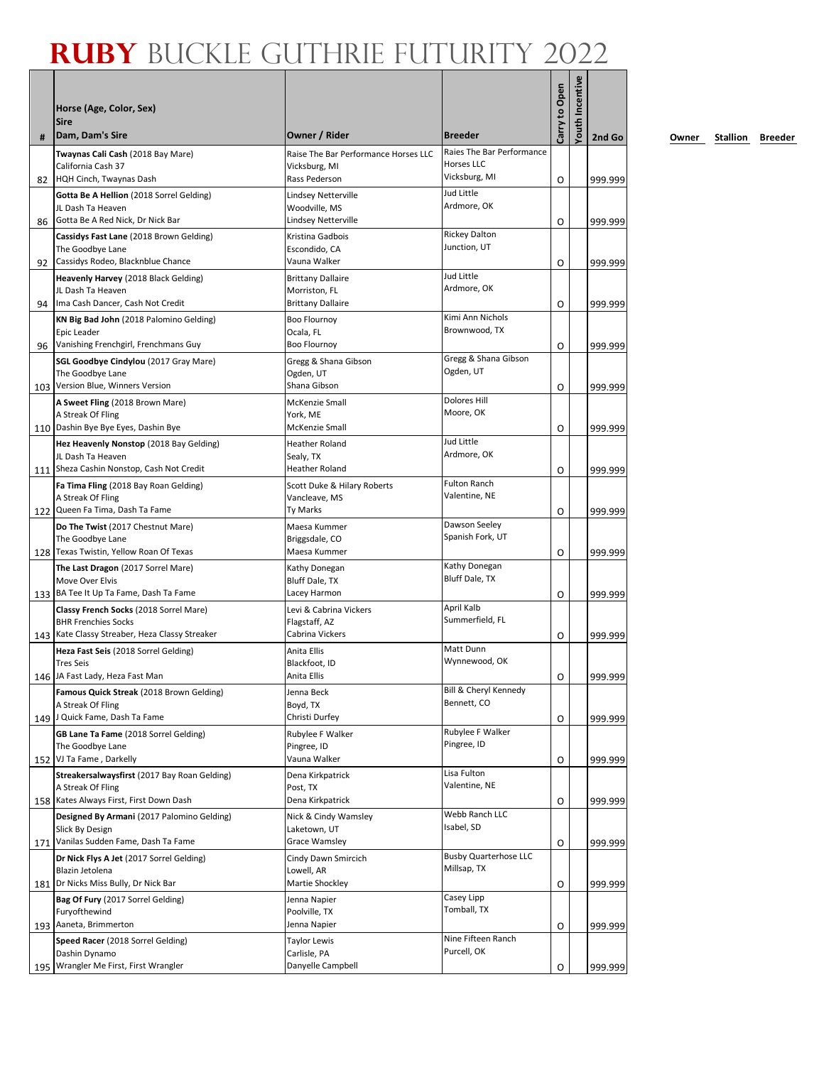# RUBY BUCKLE GUTHRIE FUTURITY 2022

| # | Horse (Age, Color, Sex)<br>Sire<br>Dam, Dam's Sire | Owner / Rider | Breeder | Carry to Open | Youth Incentive | 2nd Go | Owner | Stallion | Breeder |
|---|---|---|---|---|---|---|---|---|---|
| 82 | **Twaynas Cali Cash** (2018 Bay Mare)<br>California Cash 37<br>HQH Cinch, Twaynas Dash | Raise The Bar Performance Horses LLC<br>Vicksburg, MI<br>Rass Pederson | Raies The Bar Performance Horses LLC<br>Vicksburg, MI | O | | 999.999 | | | |
| 86 | **Gotta Be A Hellion** (2018 Sorrel Gelding)<br>JL Dash Ta Heaven<br>Gotta Be A Red Nick, Dr Nick Bar | Lindsey Netterville<br>Woodville, MS<br>Lindsey Netterville | Jud Little<br>Ardmore, OK | O | | 999.999 | | | |
| 92 | **Cassidys Fast Lane** (2018 Brown Gelding)<br>The Goodbye Lane<br>Cassidys Rodeo, Blacknblue Chance | Kristina Gadbois<br>Escondido, CA<br>Vauna Walker | Rickey Dalton<br>Junction, UT | O | | 999.999 | | | |
| 94 | **Heavenly Harvey** (2018 Black Gelding)<br>JL Dash Ta Heaven<br>Ima Cash Dancer, Cash Not Credit | Brittany Dallaire<br>Morriston, FL<br>Brittany Dallaire | Jud Little<br>Ardmore, OK | O | | 999.999 | | | |
| 96 | **KN Big Bad John** (2018 Palomino Gelding)<br>Epic Leader<br>Vanishing Frenchgirl, Frenchmans Guy | Boo Flournoy<br>Ocala, FL<br>Boo Flournoy | Kimi Ann Nichols<br>Brownwood, TX | O | | 999.999 | | | |
| 103 | **SGL Goodbye Cindylou** (2017 Gray Mare)<br>The Goodbye Lane<br>Version Blue, Winners Version | Gregg & Shana Gibson<br>Ogden, UT<br>Shana Gibson | Gregg & Shana Gibson<br>Ogden, UT | O | | 999.999 | | | |
| 110 | **A Sweet Fling** (2018 Brown Mare)<br>A Streak Of Fling<br>Dashin Bye Bye Eyes, Dashin Bye | McKenzie Small<br>York, ME<br>McKenzie Small | Dolores Hill<br>Moore, OK | O | | 999.999 | | | |
| 111 | **Hez Heavenly Nonstop** (2018 Bay Gelding)<br>JL Dash Ta Heaven<br>Sheza Cashin Nonstop, Cash Not Credit | Heather Roland<br>Sealy, TX<br>Heather Roland | Jud Little<br>Ardmore, OK | O | | 999.999 | | | |
| 122 | **Fa Tima Fling** (2018 Bay Roan Gelding)<br>A Streak Of Fling<br>Queen Fa Tima, Dash Ta Fame | Scott Duke & Hilary Roberts<br>Vancleave, MS<br>Ty Marks | Fulton Ranch<br>Valentine, NE | O | | 999.999 | | | |
| 128 | **Do The Twist** (2017 Chestnut Mare)<br>The Goodbye Lane<br>Texas Twistin, Yellow Roan Of Texas | Maesa Kummer<br>Briggsdale, CO<br>Maesa Kummer | Dawson Seeley<br>Spanish Fork, UT | O | | 999.999 | | | |
| 133 | **The Last Dragon** (2017 Sorrel Mare)<br>Move Over Elvis<br>BA Tee It Up Ta Fame, Dash Ta Fame | Kathy Donegan<br>Bluff Dale, TX<br>Lacey Harmon | Kathy Donegan<br>Bluff Dale, TX | O | | 999.999 | | | |
| 143 | **Classy French Socks** (2018 Sorrel Mare)<br>BHR Frenchies Socks<br>Kate Classy Streaber, Heza Classy Streaker | Levi & Cabrina Vickers<br>Flagstaff, AZ<br>Cabrina Vickers | April Kalb<br>Summerfield, FL | O | | 999.999 | | | |
| 146 | **Heza Fast Seis** (2018 Sorrel Gelding)<br>Tres Seis<br>JA Fast Lady, Heza Fast Man | Anita Ellis<br>Blackfoot, ID<br>Anita Ellis | Matt Dunn<br>Wynnewood, OK | O | | 999.999 | | | |
| 149 | **Famous Quick Streak** (2018 Brown Gelding)<br>A Streak Of Fling<br>J Quick Fame, Dash Ta Fame | Jenna Beck<br>Boyd, TX<br>Christi Durfey | Bill & Cheryl Kennedy<br>Bennett, CO | O | | 999.999 | | | |
| 152 | **GB Lane Ta Fame** (2018 Sorrel Gelding)<br>The Goodbye Lane<br>VJ Ta Fame , Darkelly | Rubylee F Walker<br>Pingree, ID<br>Vauna Walker | Rubylee F Walker<br>Pingree, ID | O | | 999.999 | | | |
| 158 | **Streakersalwaysfirst** (2017 Bay Roan Gelding)<br>A Streak Of Fling<br>Kates Always First, First Down Dash | Dena Kirkpatrick<br>Post, TX<br>Dena Kirkpatrick | Lisa Fulton<br>Valentine, NE | O | | 999.999 | | | |
| 171 | **Designed By Armani** (2017 Palomino Gelding)<br>Slick By Design<br>Vanilas Sudden Fame, Dash Ta Fame | Nick & Cindy Wamsley<br>Laketown, UT<br>Grace Wamsley | Webb Ranch LLC<br>Isabel, SD | O | | 999.999 | | | |
| 181 | **Dr Nick Flys A Jet** (2017 Sorrel Gelding)<br>Blazin Jetolena<br>Dr Nicks Miss Bully, Dr Nick Bar | Cindy Dawn Smircich<br>Lowell, AR<br>Martie Shockley | Busby Quarterhose LLC<br>Millsap, TX | O | | 999.999 | | | |
| 193 | **Bag Of Fury** (2017 Sorrel Gelding)<br>Furyofthewind<br>Aaneta, Brimmerton | Jenna Napier<br>Poolville, TX<br>Jenna Napier | Casey Lipp<br>Tomball, TX | O | | 999.999 | | | |
| 195 | **Speed Racer** (2018 Sorrel Gelding)<br>Dashin Dynamo<br>Wrangler Me First, First Wrangler | Taylor Lewis<br>Carlisle, PA<br>Danyelle Campbell | Nine Fifteen Ranch<br>Purcell, OK | O | | 999.999 | | | |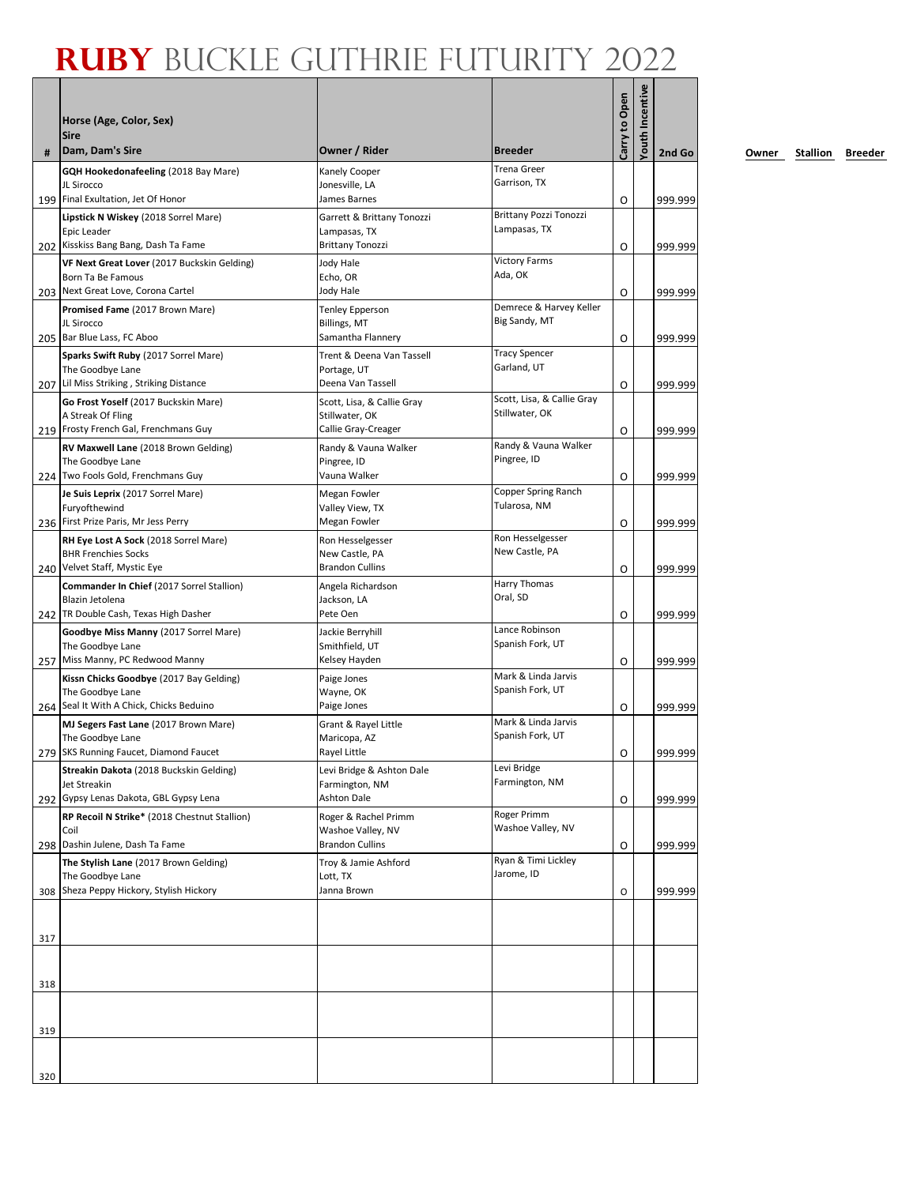# RUBY BUCKLE GUTHRIE FUTURITY 2022

| # | Horse (Age, Color, Sex)<br>Sire<br>Dam, Dam's Sire | Owner / Rider | Breeder | Carry to Open | Youth Incentive | 2nd Go |
|---|---|---|---|---|---|---|
| 199 | **GQH Hookedonafeeling** (2018 Bay Mare)<br>JL Sirocco<br>Final Exultation, Jet Of Honor | Kanely Cooper<br>Jonesville, LA<br>James Barnes | Trena Greer<br>Garrison, TX | O | | 999.999 |
| 202 | **Lipstick N Wiskey** (2018 Sorrel Mare)<br>Epic Leader<br>Kisskiss Bang Bang, Dash Ta Fame | Garrett & Brittany Tonozzi<br>Lampasas, TX<br>Brittany Tonozzi | Brittany Pozzi Tonozzi<br>Lampasas, TX | O | | 999.999 |
| 203 | **VF Next Great Lover** (2017 Buckskin Gelding)<br>Born Ta Be Famous<br>Next Great Love, Corona Cartel | Jody Hale<br>Echo, OR<br>Jody Hale | Victory Farms<br>Ada, OK | O | | 999.999 |
| 205 | **Promised Fame** (2017 Brown Mare)<br>JL Sirocco<br>Bar Blue Lass, FC Aboo | Tenley Epperson<br>Billings, MT<br>Samantha Flannery | Demrece & Harvey Keller<br>Big Sandy, MT | O | | 999.999 |
| 207 | **Sparks Swift Ruby** (2017 Sorrel Mare)<br>The Goodbye Lane<br>Lil Miss Striking , Striking Distance | Trent & Deena Van Tassell<br>Portage, UT<br>Deena Van Tassell | Tracy Spencer<br>Garland, UT | O | | 999.999 |
| 219 | **Go Frost Yoself** (2017 Buckskin Mare)<br>A Streak Of Fling<br>Frosty French Gal, Frenchmans Guy | Scott, Lisa, & Callie Gray<br>Stillwater, OK<br>Callie Gray-Creager | Scott, Lisa, & Callie Gray<br>Stillwater, OK | O | | 999.999 |
| 224 | **RV Maxwell Lane** (2018 Brown Gelding)<br>The Goodbye Lane<br>Two Fools Gold, Frenchmans Guy | Randy & Vauna Walker<br>Pingree, ID<br>Vauna Walker | Randy & Vauna Walker<br>Pingree, ID | O | | 999.999 |
| 236 | **Je Suis Leprix** (2017 Sorrel Mare)<br>Furyofthewind<br>First Prize Paris, Mr Jess Perry | Megan Fowler<br>Valley View, TX<br>Megan Fowler | Copper Spring Ranch<br>Tularosa, NM | O | | 999.999 |
| 240 | **RH Eye Lost A Sock** (2018 Sorrel Mare)<br>BHR Frenchies Socks<br>Velvet Staff, Mystic Eye | Ron Hesselgesser<br>New Castle, PA<br>Brandon Cullins | Ron Hesselgesser<br>New Castle, PA | O | | 999.999 |
| 242 | **Commander In Chief** (2017 Sorrel Stallion)<br>Blazin Jetolena<br>TR Double Cash, Texas High Dasher | Angela Richardson<br>Jackson, LA<br>Pete Oen | Harry Thomas<br>Oral, SD | O | | 999.999 |
| 257 | **Goodbye Miss Manny** (2017 Sorrel Mare)<br>The Goodbye Lane<br>Miss Manny, PC Redwood Manny | Jackie Berryhill<br>Smithfield, UT<br>Kelsey Hayden | Lance Robinson<br>Spanish Fork, UT | O | | 999.999 |
| 264 | **Kissn Chicks Goodbye** (2017 Bay Gelding)<br>The Goodbye Lane<br>Seal It With A Chick, Chicks Beduino | Paige Jones<br>Wayne, OK<br>Paige Jones | Mark & Linda Jarvis<br>Spanish Fork, UT | O | | 999.999 |
| 279 | **MJ Segers Fast Lane** (2017 Brown Mare)<br>The Goodbye Lane<br>SKS Running Faucet, Diamond Faucet | Grant & Rayel Little<br>Maricopa, AZ<br>Rayel Little | Mark & Linda Jarvis<br>Spanish Fork, UT | O | | 999.999 |
| 292 | **Streakin Dakota** (2018 Buckskin Gelding)<br>Jet Streakin<br>Gypsy Lenas Dakota, GBL Gypsy Lena | Levi Bridge & Ashton Dale<br>Farmington, NM<br>Ashton Dale | Levi Bridge<br>Farmington, NM | O | | 999.999 |
| 298 | **RP Recoil N Strike*** (2018 Chestnut Stallion)<br>Coil<br>Dashin Julene, Dash Ta Fame | Roger & Rachel Primm<br>Washoe Valley, NV<br>Brandon Cullins | Roger Primm<br>Washoe Valley, NV | O | | 999.999 |
| 308 | **The Stylish Lane** (2017 Brown Gelding)<br>The Goodbye Lane<br>Sheza Peppy Hickory, Stylish Hickory | Troy & Jamie Ashford<br>Lott, TX<br>Janna Brown | Ryan & Timi Lickley<br>Jarome, ID | O | | 999.999 |
| 317 | | | | | | |
| 318 | | | | | | |
| 319 | | | | | | |
| 320 | | | | | | |

Owner Stallion Breeder